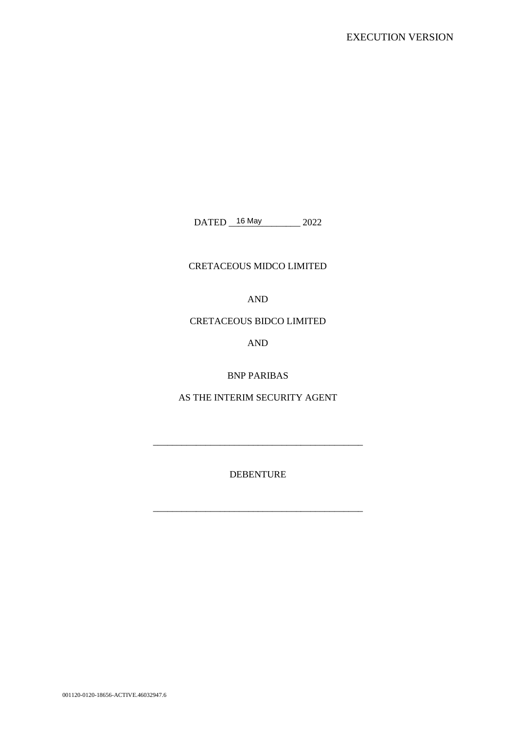EXECUTION VERSION

DATED 16 May 2022

CRETACEOUS MIDCO LIMITED

AND

CRETACEOUS BIDCO LIMITED

AND

BNP PARIBAS

AS THE INTERIM SECURITY AGENT

---

DEBENTURE

---

001120-0120-18656-ACTIVE.46032947.6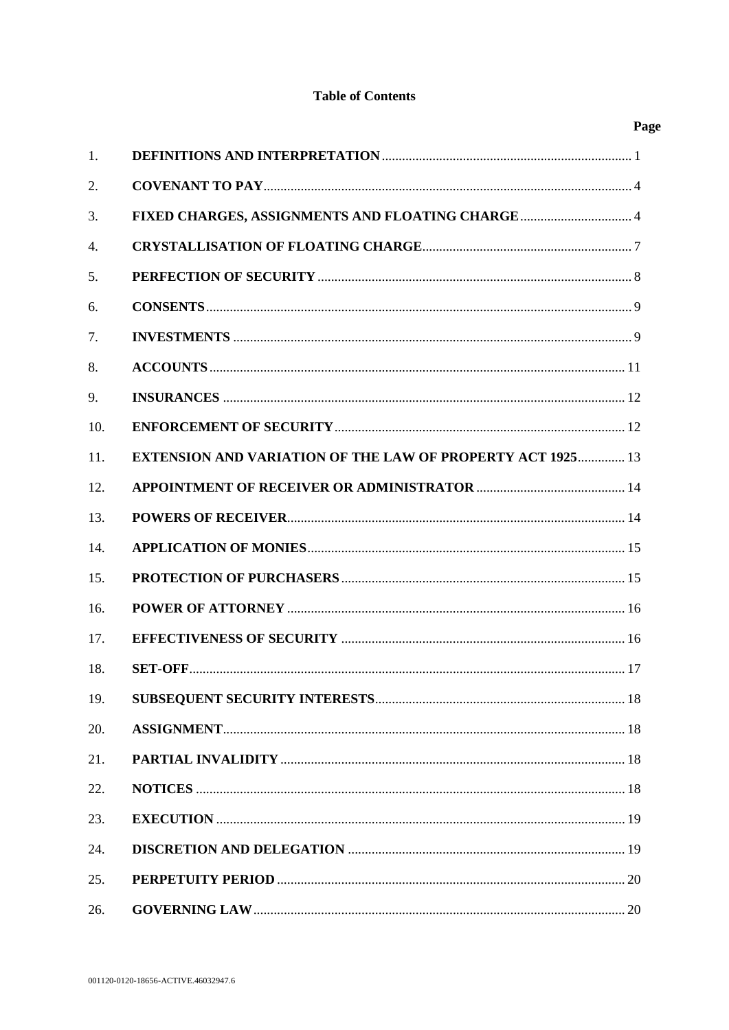**Table of Contents**

| | | Page |
|---|---|---|
| 1. | **DEFINITIONS AND INTERPRETATION** | 1 |
| 2. | **COVENANT TO PAY** | 4 |
| 3. | **FIXED CHARGES, ASSIGNMENTS AND FLOATING CHARGE** | 4 |
| 4. | **CRYSTALLISATION OF FLOATING CHARGE** | 7 |
| 5. | **PERFECTION OF SECURITY** | 8 |
| 6. | **CONSENTS** | 9 |
| 7. | **INVESTMENTS** | 9 |
| 8. | **ACCOUNTS** | 11 |
| 9. | **INSURANCES** | 12 |
| 10. | **ENFORCEMENT OF SECURITY** | 12 |
| 11. | **EXTENSION AND VARIATION OF THE LAW OF PROPERTY ACT 1925** | 13 |
| 12. | **APPOINTMENT OF RECEIVER OR ADMINISTRATOR** | 14 |
| 13. | **POWERS OF RECEIVER** | 14 |
| 14. | **APPLICATION OF MONIES** | 15 |
| 15. | **PROTECTION OF PURCHASERS** | 15 |
| 16. | **POWER OF ATTORNEY** | 16 |
| 17. | **EFFECTIVENESS OF SECURITY** | 16 |
| 18. | **SET-OFF** | 17 |
| 19. | **SUBSEQUENT SECURITY INTERESTS** | 18 |
| 20. | **ASSIGNMENT** | 18 |
| 21. | **PARTIAL INVALIDITY** | 18 |
| 22. | **NOTICES** | 18 |
| 23. | **EXECUTION** | 19 |
| 24. | **DISCRETION AND DELEGATION** | 19 |
| 25. | **PERPETUITY PERIOD** | 20 |
| 26. | **GOVERNING LAW** | 20 |

001120-0120-18656-ACTIVE.46032947.6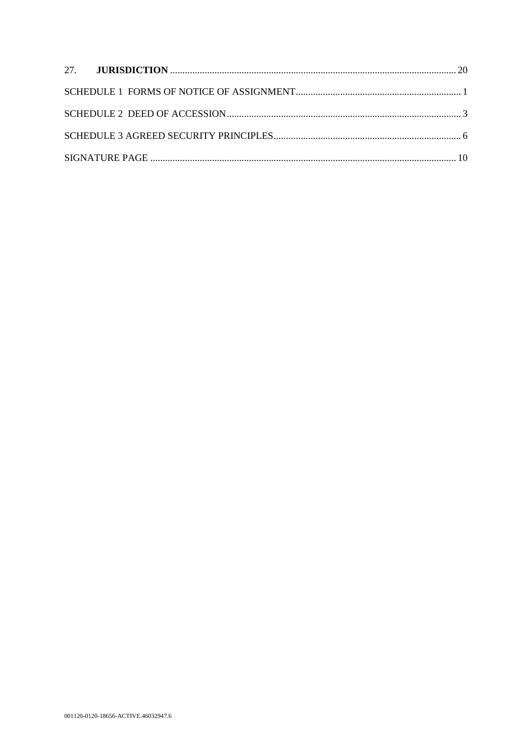27. **JURISDICTION** .......... 20

SCHEDULE 1 FORMS OF NOTICE OF ASSIGNMENT .......... 1

SCHEDULE 2 DEED OF ACCESSION .......... 3

SCHEDULE 3 AGREED SECURITY PRINCIPLES .......... 6

SIGNATURE PAGE .......... 10

001120-0120-18656-ACTIVE.46032947.6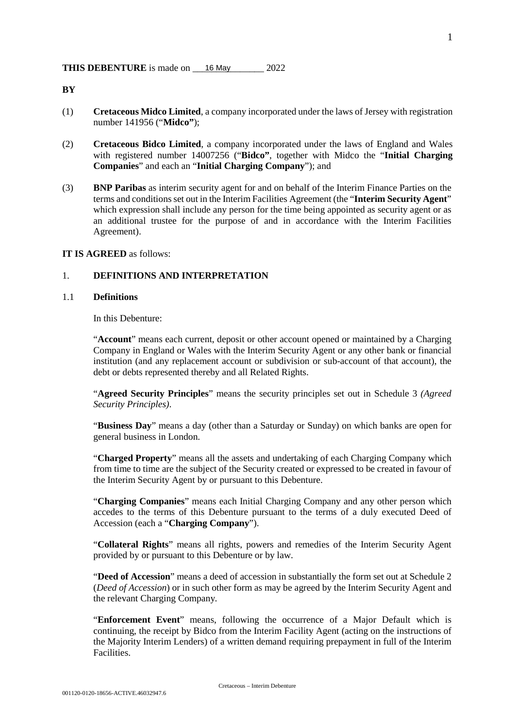**THIS DEBENTURE** is made on 16 May 2022

**BY**

(1) **Cretaceous Midco Limited**, a company incorporated under the laws of Jersey with registration number 141956 ("**Midco"**);

(2) **Cretaceous Bidco Limited**, a company incorporated under the laws of England and Wales with registered number 14007256 ("**Bidco"**, together with Midco the "**Initial Charging Companies**" and each an "**Initial Charging Company**"); and

(3) **BNP Paribas** as interim security agent for and on behalf of the Interim Finance Parties on the terms and conditions set out in the Interim Facilities Agreement (the "**Interim Security Agent**" which expression shall include any person for the time being appointed as security agent or as an additional trustee for the purpose of and in accordance with the Interim Facilities Agreement).

**IT IS AGREED** as follows:

## 1. DEFINITIONS AND INTERPRETATION

### 1.1 Definitions

In this Debenture:

"**Account**" means each current, deposit or other account opened or maintained by a Charging Company in England or Wales with the Interim Security Agent or any other bank or financial institution (and any replacement account or subdivision or sub-account of that account), the debt or debts represented thereby and all Related Rights.

"**Agreed Security Principles**" means the security principles set out in Schedule 3 *(Agreed Security Principles)*.

"**Business Day**" means a day (other than a Saturday or Sunday) on which banks are open for general business in London.

"**Charged Property**" means all the assets and undertaking of each Charging Company which from time to time are the subject of the Security created or expressed to be created in favour of the Interim Security Agent by or pursuant to this Debenture.

"**Charging Companies**" means each Initial Charging Company and any other person which accedes to the terms of this Debenture pursuant to the terms of a duly executed Deed of Accession (each a "**Charging Company**").

"**Collateral Rights**" means all rights, powers and remedies of the Interim Security Agent provided by or pursuant to this Debenture or by law.

"**Deed of Accession**" means a deed of accession in substantially the form set out at Schedule 2 (*Deed of Accession*) or in such other form as may be agreed by the Interim Security Agent and the relevant Charging Company.

"**Enforcement Event**" means, following the occurrence of a Major Default which is continuing, the receipt by Bidco from the Interim Facility Agent (acting on the instructions of the Majority Interim Lenders) of a written demand requiring prepayment in full of the Interim Facilities.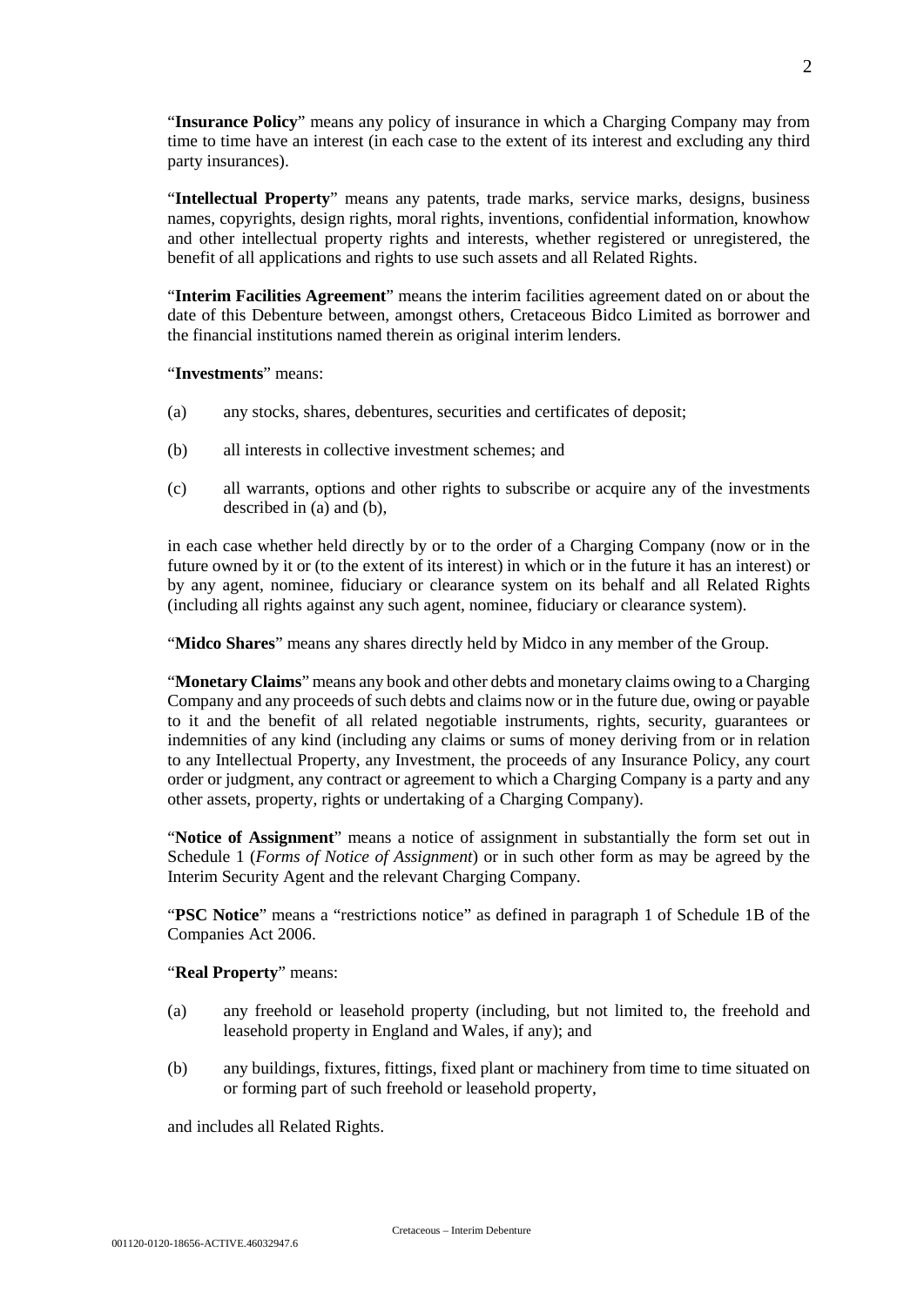"**Insurance Policy**" means any policy of insurance in which a Charging Company may from time to time have an interest (in each case to the extent of its interest and excluding any third party insurances).

"**Intellectual Property**" means any patents, trade marks, service marks, designs, business names, copyrights, design rights, moral rights, inventions, confidential information, knowhow and other intellectual property rights and interests, whether registered or unregistered, the benefit of all applications and rights to use such assets and all Related Rights.

"**Interim Facilities Agreement**" means the interim facilities agreement dated on or about the date of this Debenture between, amongst others, Cretaceous Bidco Limited as borrower and the financial institutions named therein as original interim lenders.

"**Investments**" means:

(a) any stocks, shares, debentures, securities and certificates of deposit;

(b) all interests in collective investment schemes; and

(c) all warrants, options and other rights to subscribe or acquire any of the investments described in (a) and (b),

in each case whether held directly by or to the order of a Charging Company (now or in the future owned by it or (to the extent of its interest) in which or in the future it has an interest) or by any agent, nominee, fiduciary or clearance system on its behalf and all Related Rights (including all rights against any such agent, nominee, fiduciary or clearance system).

"**Midco Shares**" means any shares directly held by Midco in any member of the Group.

"**Monetary Claims**" means any book and other debts and monetary claims owing to a Charging Company and any proceeds of such debts and claims now or in the future due, owing or payable to it and the benefit of all related negotiable instruments, rights, security, guarantees or indemnities of any kind (including any claims or sums of money deriving from or in relation to any Intellectual Property, any Investment, the proceeds of any Insurance Policy, any court order or judgment, any contract or agreement to which a Charging Company is a party and any other assets, property, rights or undertaking of a Charging Company).

"**Notice of Assignment**" means a notice of assignment in substantially the form set out in Schedule 1 (*Forms of Notice of Assignment*) or in such other form as may be agreed by the Interim Security Agent and the relevant Charging Company.

"**PSC Notice**" means a "restrictions notice" as defined in paragraph 1 of Schedule 1B of the Companies Act 2006.

"**Real Property**" means:

(a) any freehold or leasehold property (including, but not limited to, the freehold and leasehold property in England and Wales, if any); and

(b) any buildings, fixtures, fittings, fixed plant or machinery from time to time situated on or forming part of such freehold or leasehold property,

and includes all Related Rights.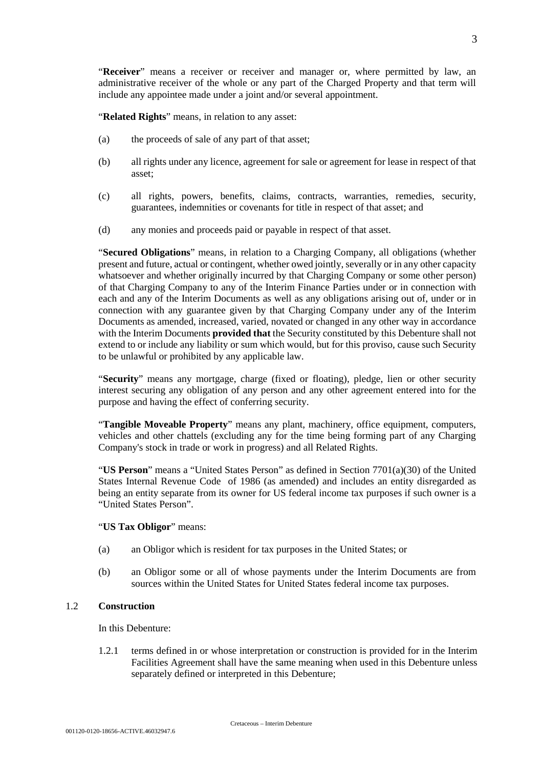"**Receiver**" means a receiver or receiver and manager or, where permitted by law, an administrative receiver of the whole or any part of the Charged Property and that term will include any appointee made under a joint and/or several appointment.

"**Related Rights**" means, in relation to any asset:

(a) the proceeds of sale of any part of that asset;

(b) all rights under any licence, agreement for sale or agreement for lease in respect of that asset;

(c) all rights, powers, benefits, claims, contracts, warranties, remedies, security, guarantees, indemnities or covenants for title in respect of that asset; and

(d) any monies and proceeds paid or payable in respect of that asset.

"**Secured Obligations**" means, in relation to a Charging Company, all obligations (whether present and future, actual or contingent, whether owed jointly, severally or in any other capacity whatsoever and whether originally incurred by that Charging Company or some other person) of that Charging Company to any of the Interim Finance Parties under or in connection with each and any of the Interim Documents as well as any obligations arising out of, under or in connection with any guarantee given by that Charging Company under any of the Interim Documents as amended, increased, varied, novated or changed in any other way in accordance with the Interim Documents **provided that** the Security constituted by this Debenture shall not extend to or include any liability or sum which would, but for this proviso, cause such Security to be unlawful or prohibited by any applicable law.

"**Security**" means any mortgage, charge (fixed or floating), pledge, lien or other security interest securing any obligation of any person and any other agreement entered into for the purpose and having the effect of conferring security.

"**Tangible Moveable Property**" means any plant, machinery, office equipment, computers, vehicles and other chattels (excluding any for the time being forming part of any Charging Company's stock in trade or work in progress) and all Related Rights.

"**US Person**" means a "United States Person" as defined in Section 7701(a)(30) of the United States Internal Revenue Code of 1986 (as amended) and includes an entity disregarded as being an entity separate from its owner for US federal income tax purposes if such owner is a "United States Person".

"**US Tax Obligor**" means:

(a) an Obligor which is resident for tax purposes in the United States; or

(b) an Obligor some or all of whose payments under the Interim Documents are from sources within the United States for United States federal income tax purposes.

1.2 **Construction**

In this Debenture:

1.2.1 terms defined in or whose interpretation or construction is provided for in the Interim Facilities Agreement shall have the same meaning when used in this Debenture unless separately defined or interpreted in this Debenture;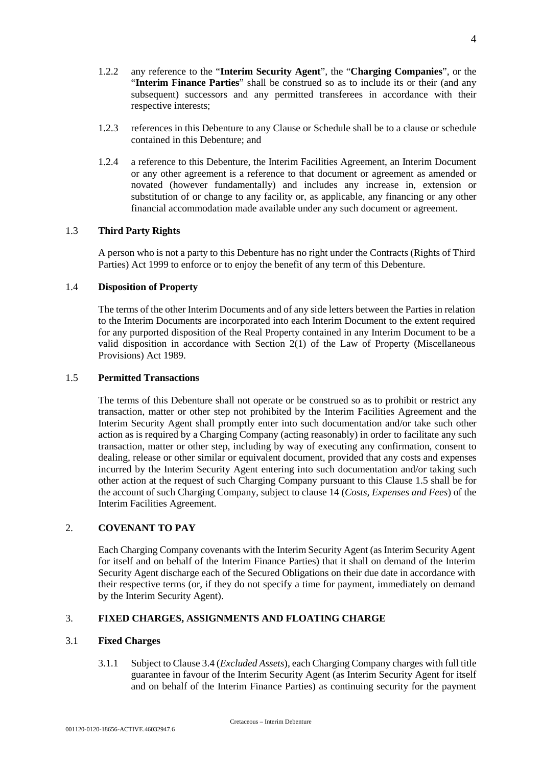1.2.2 any reference to the "**Interim Security Agent**", the "**Charging Companies**", or the "**Interim Finance Parties**" shall be construed so as to include its or their (and any subsequent) successors and any permitted transferees in accordance with their respective interests;

1.2.3 references in this Debenture to any Clause or Schedule shall be to a clause or schedule contained in this Debenture; and

1.2.4 a reference to this Debenture, the Interim Facilities Agreement, an Interim Document or any other agreement is a reference to that document or agreement as amended or novated (however fundamentally) and includes any increase in, extension or substitution of or change to any facility or, as applicable, any financing or any other financial accommodation made available under any such document or agreement.

### 1.3 Third Party Rights

A person who is not a party to this Debenture has no right under the Contracts (Rights of Third Parties) Act 1999 to enforce or to enjoy the benefit of any term of this Debenture.

### 1.4 Disposition of Property

The terms of the other Interim Documents and of any side letters between the Parties in relation to the Interim Documents are incorporated into each Interim Document to the extent required for any purported disposition of the Real Property contained in any Interim Document to be a valid disposition in accordance with Section 2(1) of the Law of Property (Miscellaneous Provisions) Act 1989.

### 1.5 Permitted Transactions

The terms of this Debenture shall not operate or be construed so as to prohibit or restrict any transaction, matter or other step not prohibited by the Interim Facilities Agreement and the Interim Security Agent shall promptly enter into such documentation and/or take such other action as is required by a Charging Company (acting reasonably) in order to facilitate any such transaction, matter or other step, including by way of executing any confirmation, consent to dealing, release or other similar or equivalent document, provided that any costs and expenses incurred by the Interim Security Agent entering into such documentation and/or taking such other action at the request of such Charging Company pursuant to this Clause 1.5 shall be for the account of such Charging Company, subject to clause 14 (*Costs, Expenses and Fees*) of the Interim Facilities Agreement.

## 2. COVENANT TO PAY

Each Charging Company covenants with the Interim Security Agent (as Interim Security Agent for itself and on behalf of the Interim Finance Parties) that it shall on demand of the Interim Security Agent discharge each of the Secured Obligations on their due date in accordance with their respective terms (or, if they do not specify a time for payment, immediately on demand by the Interim Security Agent).

## 3. FIXED CHARGES, ASSIGNMENTS AND FLOATING CHARGE

### 3.1 Fixed Charges

3.1.1 Subject to Clause 3.4 (*Excluded Assets*), each Charging Company charges with full title guarantee in favour of the Interim Security Agent (as Interim Security Agent for itself and on behalf of the Interim Finance Parties) as continuing security for the payment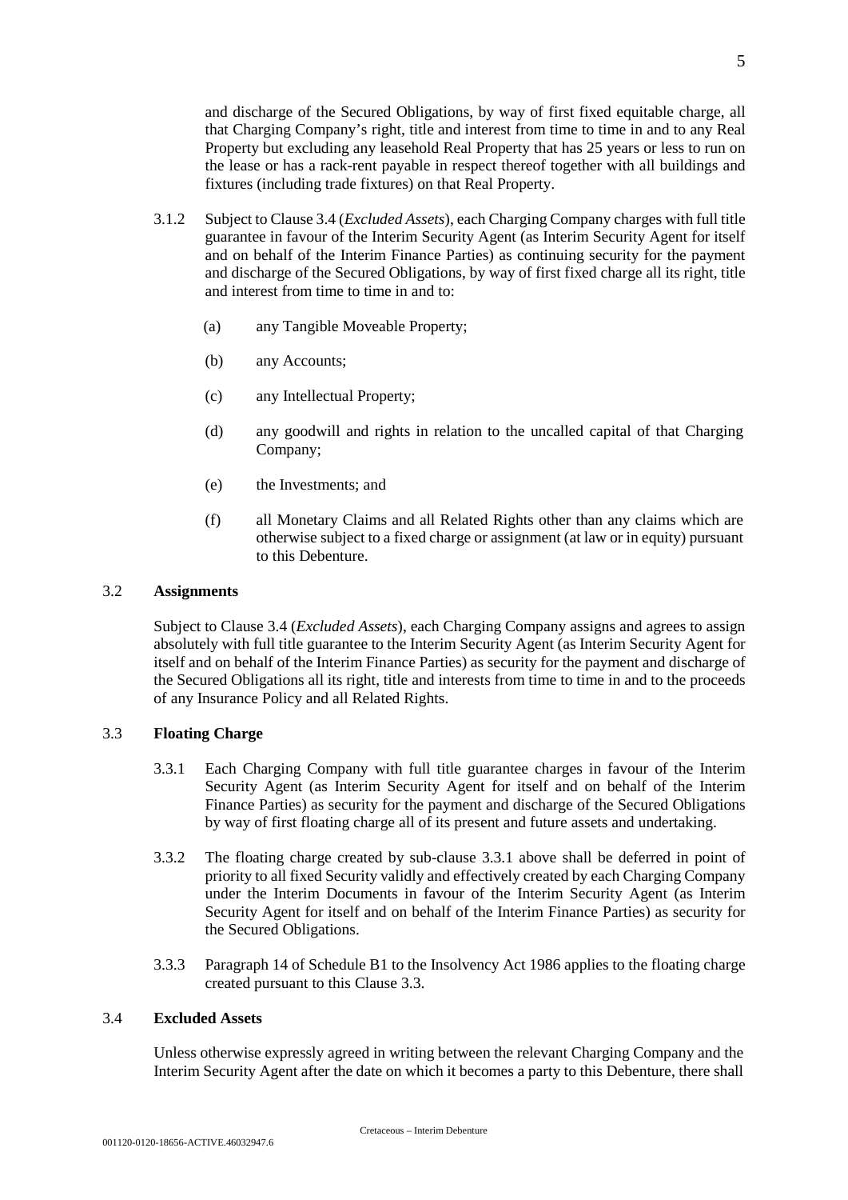and discharge of the Secured Obligations, by way of first fixed equitable charge, all that Charging Company's right, title and interest from time to time in and to any Real Property but excluding any leasehold Real Property that has 25 years or less to run on the lease or has a rack-rent payable in respect thereof together with all buildings and fixtures (including trade fixtures) on that Real Property.

3.1.2 Subject to Clause 3.4 (*Excluded Assets*), each Charging Company charges with full title guarantee in favour of the Interim Security Agent (as Interim Security Agent for itself and on behalf of the Interim Finance Parties) as continuing security for the payment and discharge of the Secured Obligations, by way of first fixed charge all its right, title and interest from time to time in and to:

(a) any Tangible Moveable Property;

(b) any Accounts;

(c) any Intellectual Property;

(d) any goodwill and rights in relation to the uncalled capital of that Charging Company;

(e) the Investments; and

(f) all Monetary Claims and all Related Rights other than any claims which are otherwise subject to a fixed charge or assignment (at law or in equity) pursuant to this Debenture.

3.2 **Assignments**

Subject to Clause 3.4 (*Excluded Assets*), each Charging Company assigns and agrees to assign absolutely with full title guarantee to the Interim Security Agent (as Interim Security Agent for itself and on behalf of the Interim Finance Parties) as security for the payment and discharge of the Secured Obligations all its right, title and interests from time to time in and to the proceeds of any Insurance Policy and all Related Rights.

3.3 **Floating Charge**

3.3.1 Each Charging Company with full title guarantee charges in favour of the Interim Security Agent (as Interim Security Agent for itself and on behalf of the Interim Finance Parties) as security for the payment and discharge of the Secured Obligations by way of first floating charge all of its present and future assets and undertaking.

3.3.2 The floating charge created by sub-clause 3.3.1 above shall be deferred in point of priority to all fixed Security validly and effectively created by each Charging Company under the Interim Documents in favour of the Interim Security Agent (as Interim Security Agent for itself and on behalf of the Interim Finance Parties) as security for the Secured Obligations.

3.3.3 Paragraph 14 of Schedule B1 to the Insolvency Act 1986 applies to the floating charge created pursuant to this Clause 3.3.

3.4 **Excluded Assets**

Unless otherwise expressly agreed in writing between the relevant Charging Company and the Interim Security Agent after the date on which it becomes a party to this Debenture, there shall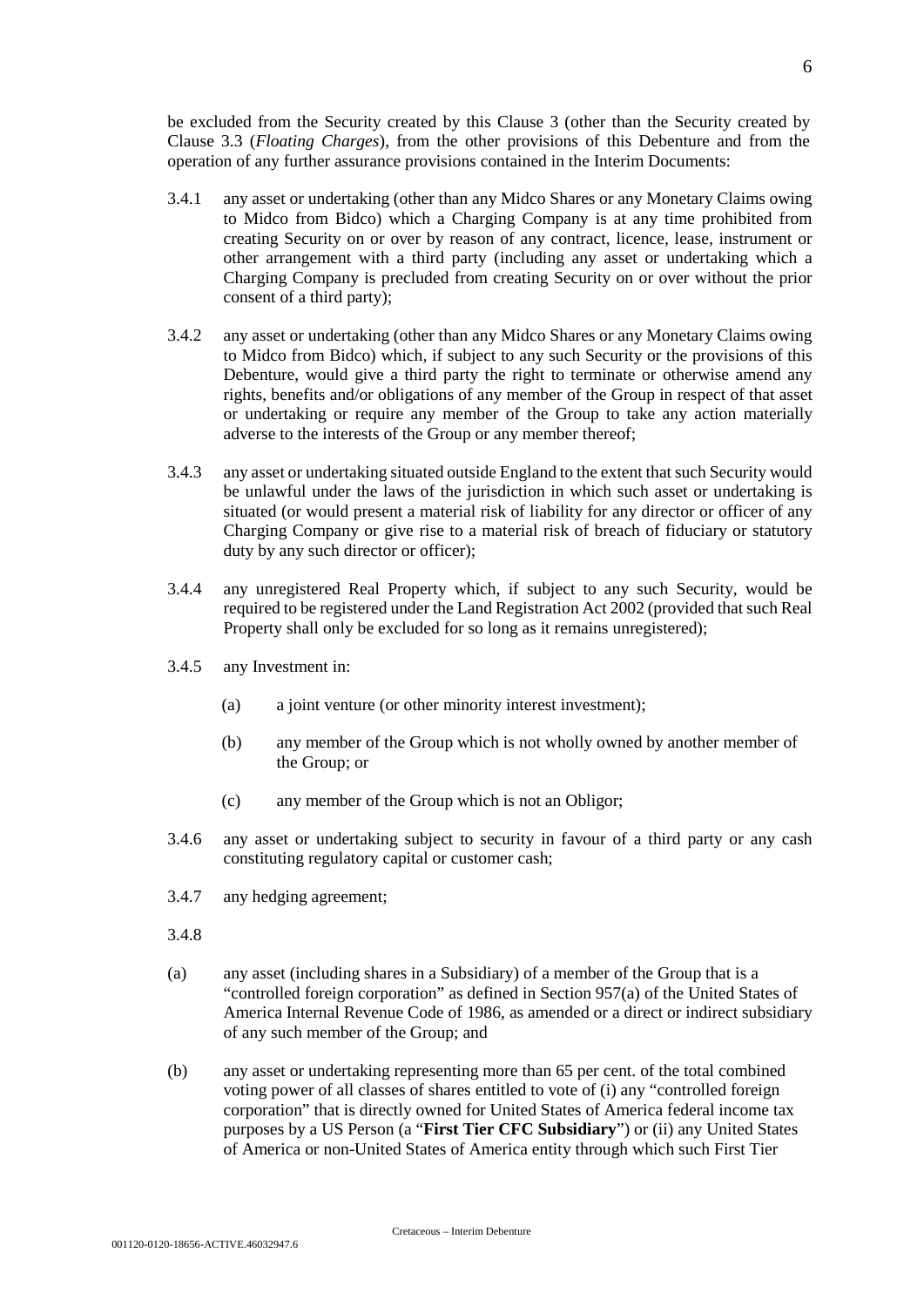be excluded from the Security created by this Clause 3 (other than the Security created by Clause 3.3 (*Floating Charges*), from the other provisions of this Debenture and from the operation of any further assurance provisions contained in the Interim Documents:

3.4.1 any asset or undertaking (other than any Midco Shares or any Monetary Claims owing to Midco from Bidco) which a Charging Company is at any time prohibited from creating Security on or over by reason of any contract, licence, lease, instrument or other arrangement with a third party (including any asset or undertaking which a Charging Company is precluded from creating Security on or over without the prior consent of a third party);

3.4.2 any asset or undertaking (other than any Midco Shares or any Monetary Claims owing to Midco from Bidco) which, if subject to any such Security or the provisions of this Debenture, would give a third party the right to terminate or otherwise amend any rights, benefits and/or obligations of any member of the Group in respect of that asset or undertaking or require any member of the Group to take any action materially adverse to the interests of the Group or any member thereof;

3.4.3 any asset or undertaking situated outside England to the extent that such Security would be unlawful under the laws of the jurisdiction in which such asset or undertaking is situated (or would present a material risk of liability for any director or officer of any Charging Company or give rise to a material risk of breach of fiduciary or statutory duty by any such director or officer);

3.4.4 any unregistered Real Property which, if subject to any such Security, would be required to be registered under the Land Registration Act 2002 (provided that such Real Property shall only be excluded for so long as it remains unregistered);

3.4.5 any Investment in:

(a) a joint venture (or other minority interest investment);

(b) any member of the Group which is not wholly owned by another member of the Group; or

(c) any member of the Group which is not an Obligor;

3.4.6 any asset or undertaking subject to security in favour of a third party or any cash constituting regulatory capital or customer cash;

3.4.7 any hedging agreement;

3.4.8

(a) any asset (including shares in a Subsidiary) of a member of the Group that is a "controlled foreign corporation" as defined in Section 957(a) of the United States of America Internal Revenue Code of 1986, as amended or a direct or indirect subsidiary of any such member of the Group; and

(b) any asset or undertaking representing more than 65 per cent. of the total combined voting power of all classes of shares entitled to vote of (i) any "controlled foreign corporation" that is directly owned for United States of America federal income tax purposes by a US Person (a "**First Tier CFC Subsidiary**") or (ii) any United States of America or non-United States of America entity through which such First Tier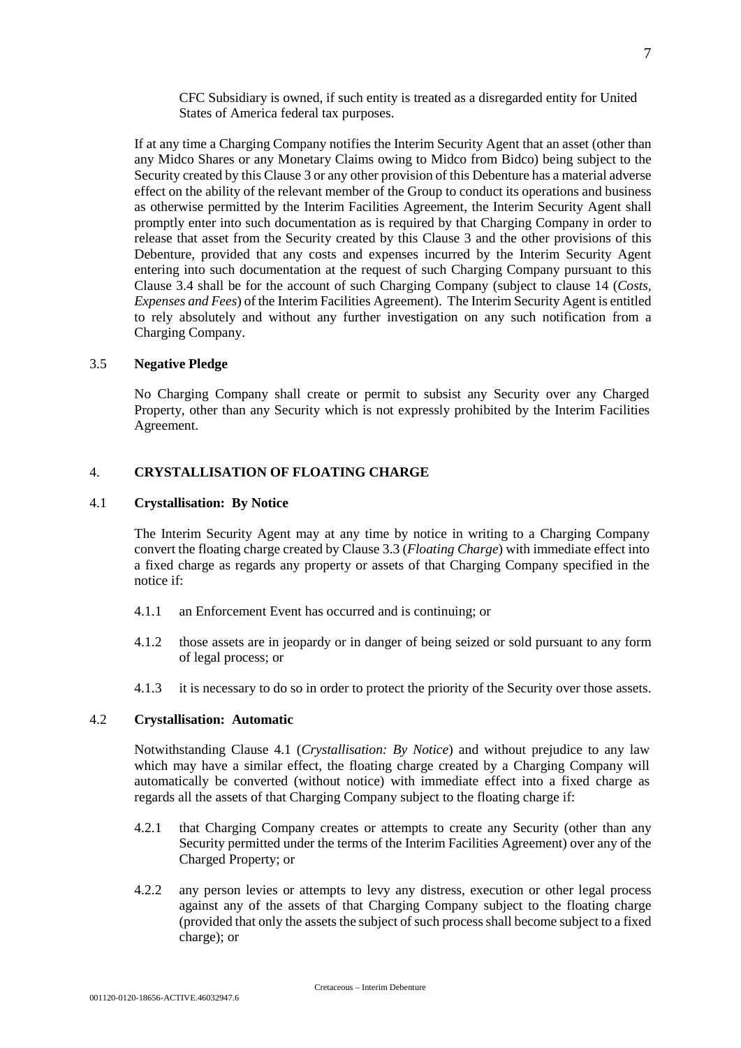CFC Subsidiary is owned, if such entity is treated as a disregarded entity for United States of America federal tax purposes.

If at any time a Charging Company notifies the Interim Security Agent that an asset (other than any Midco Shares or any Monetary Claims owing to Midco from Bidco) being subject to the Security created by this Clause 3 or any other provision of this Debenture has a material adverse effect on the ability of the relevant member of the Group to conduct its operations and business as otherwise permitted by the Interim Facilities Agreement, the Interim Security Agent shall promptly enter into such documentation as is required by that Charging Company in order to release that asset from the Security created by this Clause 3 and the other provisions of this Debenture, provided that any costs and expenses incurred by the Interim Security Agent entering into such documentation at the request of such Charging Company pursuant to this Clause 3.4 shall be for the account of such Charging Company (subject to clause 14 (*Costs, Expenses and Fees*) of the Interim Facilities Agreement). The Interim Security Agent is entitled to rely absolutely and without any further investigation on any such notification from a Charging Company.

### 3.5 Negative Pledge

No Charging Company shall create or permit to subsist any Security over any Charged Property, other than any Security which is not expressly prohibited by the Interim Facilities Agreement.

## 4. CRYSTALLISATION OF FLOATING CHARGE

### 4.1 Crystallisation: By Notice

The Interim Security Agent may at any time by notice in writing to a Charging Company convert the floating charge created by Clause 3.3 (*Floating Charge*) with immediate effect into a fixed charge as regards any property or assets of that Charging Company specified in the notice if:

4.1.1 an Enforcement Event has occurred and is continuing; or

4.1.2 those assets are in jeopardy or in danger of being seized or sold pursuant to any form of legal process; or

4.1.3 it is necessary to do so in order to protect the priority of the Security over those assets.

### 4.2 Crystallisation: Automatic

Notwithstanding Clause 4.1 (*Crystallisation: By Notice*) and without prejudice to any law which may have a similar effect, the floating charge created by a Charging Company will automatically be converted (without notice) with immediate effect into a fixed charge as regards all the assets of that Charging Company subject to the floating charge if:

4.2.1 that Charging Company creates or attempts to create any Security (other than any Security permitted under the terms of the Interim Facilities Agreement) over any of the Charged Property; or

4.2.2 any person levies or attempts to levy any distress, execution or other legal process against any of the assets of that Charging Company subject to the floating charge (provided that only the assets the subject of such process shall become subject to a fixed charge); or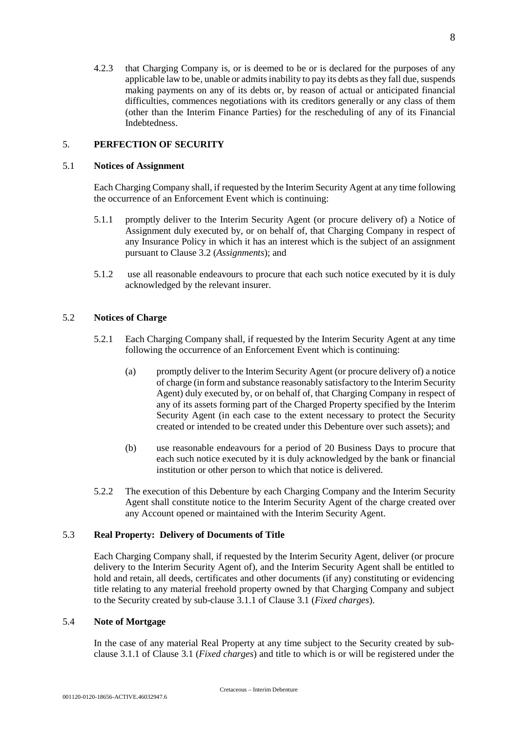4.2.3 that Charging Company is, or is deemed to be or is declared for the purposes of any applicable law to be, unable or admits inability to pay its debts as they fall due, suspends making payments on any of its debts or, by reason of actual or anticipated financial difficulties, commences negotiations with its creditors generally or any class of them (other than the Interim Finance Parties) for the rescheduling of any of its Financial Indebtedness.

## 5. PERFECTION OF SECURITY

### 5.1 Notices of Assignment

Each Charging Company shall, if requested by the Interim Security Agent at any time following the occurrence of an Enforcement Event which is continuing:

5.1.1 promptly deliver to the Interim Security Agent (or procure delivery of) a Notice of Assignment duly executed by, or on behalf of, that Charging Company in respect of any Insurance Policy in which it has an interest which is the subject of an assignment pursuant to Clause 3.2 (*Assignments*); and

5.1.2 use all reasonable endeavours to procure that each such notice executed by it is duly acknowledged by the relevant insurer.

### 5.2 Notices of Charge

5.2.1 Each Charging Company shall, if requested by the Interim Security Agent at any time following the occurrence of an Enforcement Event which is continuing:

(a) promptly deliver to the Interim Security Agent (or procure delivery of) a notice of charge (in form and substance reasonably satisfactory to the Interim Security Agent) duly executed by, or on behalf of, that Charging Company in respect of any of its assets forming part of the Charged Property specified by the Interim Security Agent (in each case to the extent necessary to protect the Security created or intended to be created under this Debenture over such assets); and

(b) use reasonable endeavours for a period of 20 Business Days to procure that each such notice executed by it is duly acknowledged by the bank or financial institution or other person to which that notice is delivered.

5.2.2 The execution of this Debenture by each Charging Company and the Interim Security Agent shall constitute notice to the Interim Security Agent of the charge created over any Account opened or maintained with the Interim Security Agent.

### 5.3 Real Property: Delivery of Documents of Title

Each Charging Company shall, if requested by the Interim Security Agent, deliver (or procure delivery to the Interim Security Agent of), and the Interim Security Agent shall be entitled to hold and retain, all deeds, certificates and other documents (if any) constituting or evidencing title relating to any material freehold property owned by that Charging Company and subject to the Security created by sub-clause 3.1.1 of Clause 3.1 (*Fixed charges*).

### 5.4 Note of Mortgage

In the case of any material Real Property at any time subject to the Security created by sub-clause 3.1.1 of Clause 3.1 (*Fixed charges*) and title to which is or will be registered under the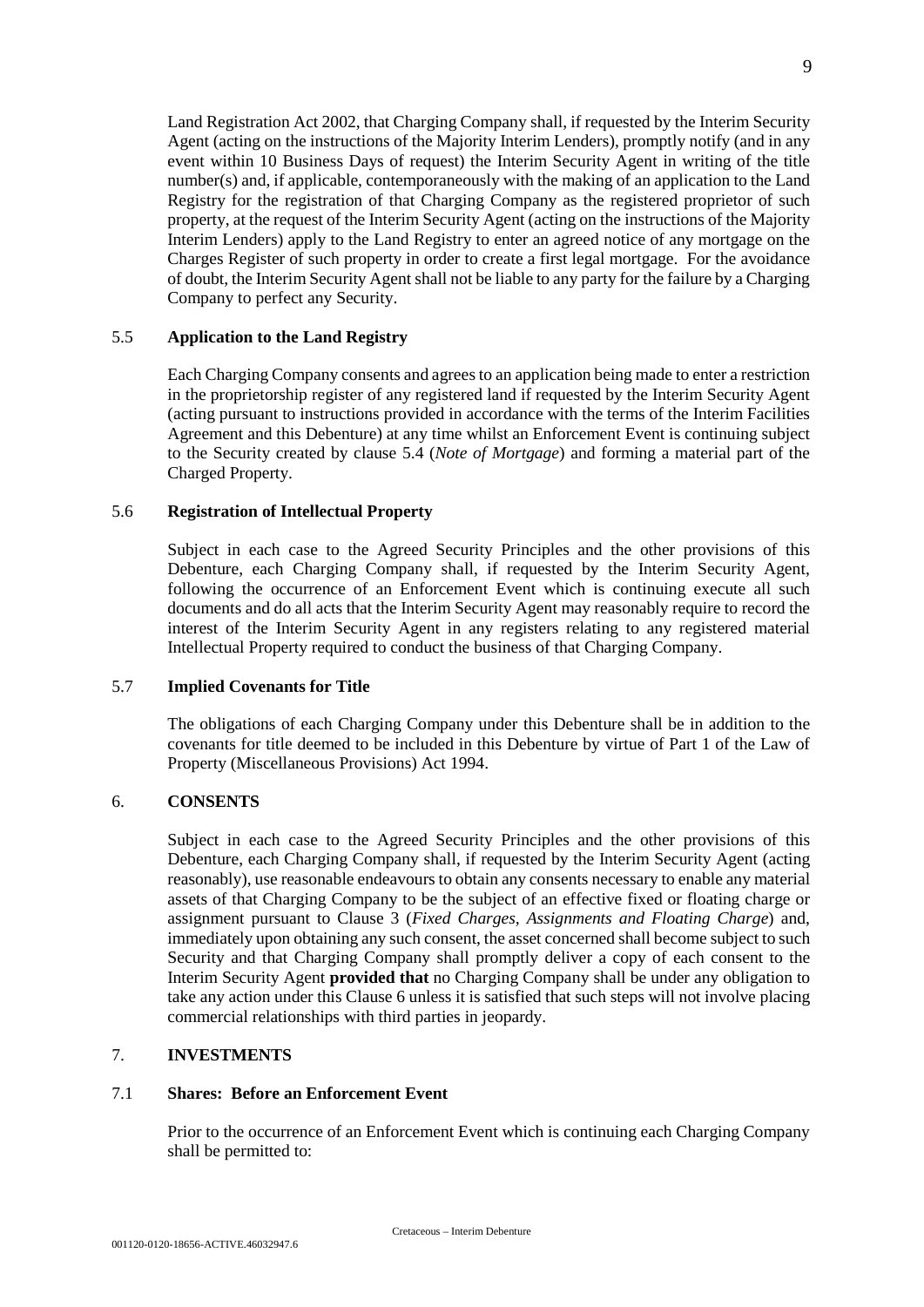Land Registration Act 2002, that Charging Company shall, if requested by the Interim Security Agent (acting on the instructions of the Majority Interim Lenders), promptly notify (and in any event within 10 Business Days of request) the Interim Security Agent in writing of the title number(s) and, if applicable, contemporaneously with the making of an application to the Land Registry for the registration of that Charging Company as the registered proprietor of such property, at the request of the Interim Security Agent (acting on the instructions of the Majority Interim Lenders) apply to the Land Registry to enter an agreed notice of any mortgage on the Charges Register of such property in order to create a first legal mortgage. For the avoidance of doubt, the Interim Security Agent shall not be liable to any party for the failure by a Charging Company to perfect any Security.

### 5.5 Application to the Land Registry

Each Charging Company consents and agrees to an application being made to enter a restriction in the proprietorship register of any registered land if requested by the Interim Security Agent (acting pursuant to instructions provided in accordance with the terms of the Interim Facilities Agreement and this Debenture) at any time whilst an Enforcement Event is continuing subject to the Security created by clause 5.4 (*Note of Mortgage*) and forming a material part of the Charged Property.

### 5.6 Registration of Intellectual Property

Subject in each case to the Agreed Security Principles and the other provisions of this Debenture, each Charging Company shall, if requested by the Interim Security Agent, following the occurrence of an Enforcement Event which is continuing execute all such documents and do all acts that the Interim Security Agent may reasonably require to record the interest of the Interim Security Agent in any registers relating to any registered material Intellectual Property required to conduct the business of that Charging Company.

### 5.7 Implied Covenants for Title

The obligations of each Charging Company under this Debenture shall be in addition to the covenants for title deemed to be included in this Debenture by virtue of Part 1 of the Law of Property (Miscellaneous Provisions) Act 1994.

## 6. CONSENTS

Subject in each case to the Agreed Security Principles and the other provisions of this Debenture, each Charging Company shall, if requested by the Interim Security Agent (acting reasonably), use reasonable endeavours to obtain any consents necessary to enable any material assets of that Charging Company to be the subject of an effective fixed or floating charge or assignment pursuant to Clause 3 (*Fixed Charges, Assignments and Floating Charge*) and, immediately upon obtaining any such consent, the asset concerned shall become subject to such Security and that Charging Company shall promptly deliver a copy of each consent to the Interim Security Agent **provided that** no Charging Company shall be under any obligation to take any action under this Clause 6 unless it is satisfied that such steps will not involve placing commercial relationships with third parties in jeopardy.

## 7. INVESTMENTS

### 7.1 Shares: Before an Enforcement Event

Prior to the occurrence of an Enforcement Event which is continuing each Charging Company shall be permitted to: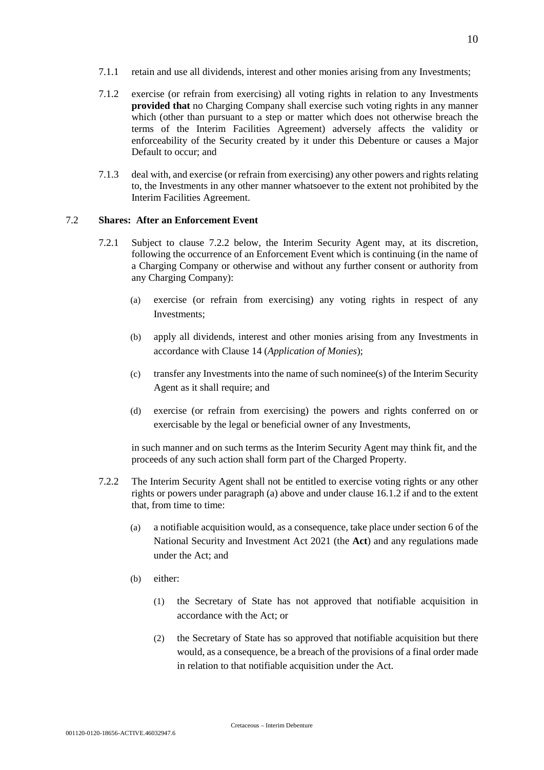7.1.1 retain and use all dividends, interest and other monies arising from any Investments;

7.1.2 exercise (or refrain from exercising) all voting rights in relation to any Investments **provided that** no Charging Company shall exercise such voting rights in any manner which (other than pursuant to a step or matter which does not otherwise breach the terms of the Interim Facilities Agreement) adversely affects the validity or enforceability of the Security created by it under this Debenture or causes a Major Default to occur; and

7.1.3 deal with, and exercise (or refrain from exercising) any other powers and rights relating to, the Investments in any other manner whatsoever to the extent not prohibited by the Interim Facilities Agreement.

### 7.2 Shares: After an Enforcement Event

7.2.1 Subject to clause 7.2.2 below, the Interim Security Agent may, at its discretion, following the occurrence of an Enforcement Event which is continuing (in the name of a Charging Company or otherwise and without any further consent or authority from any Charging Company):

(a) exercise (or refrain from exercising) any voting rights in respect of any Investments;

(b) apply all dividends, interest and other monies arising from any Investments in accordance with Clause 14 (*Application of Monies*);

(c) transfer any Investments into the name of such nominee(s) of the Interim Security Agent as it shall require; and

(d) exercise (or refrain from exercising) the powers and rights conferred on or exercisable by the legal or beneficial owner of any Investments,

in such manner and on such terms as the Interim Security Agent may think fit, and the proceeds of any such action shall form part of the Charged Property.

7.2.2 The Interim Security Agent shall not be entitled to exercise voting rights or any other rights or powers under paragraph (a) above and under clause 16.1.2 if and to the extent that, from time to time:

(a) a notifiable acquisition would, as a consequence, take place under section 6 of the National Security and Investment Act 2021 (the **Act**) and any regulations made under the Act; and

(b) either:

(1) the Secretary of State has not approved that notifiable acquisition in accordance with the Act; or

(2) the Secretary of State has so approved that notifiable acquisition but there would, as a consequence, be a breach of the provisions of a final order made in relation to that notifiable acquisition under the Act.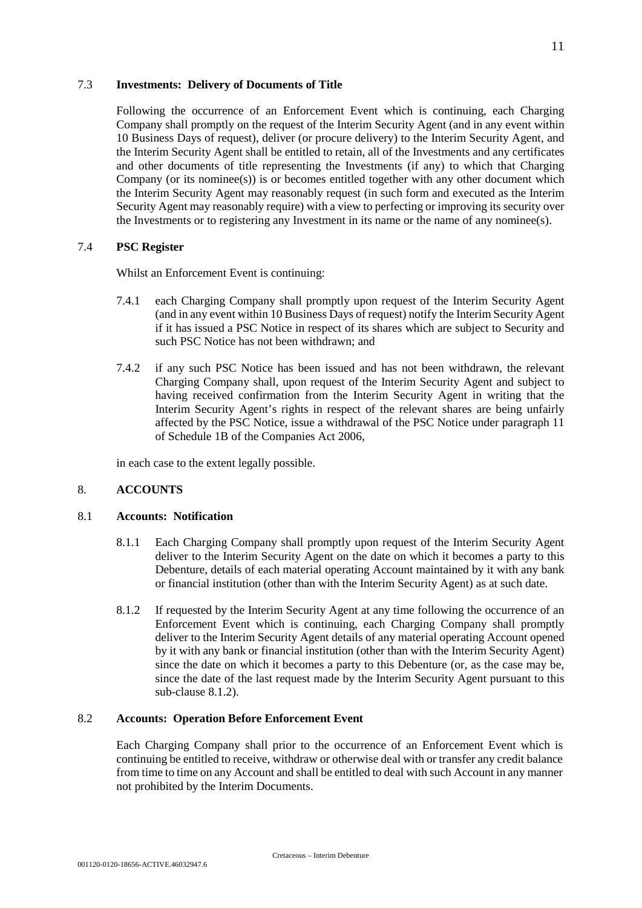### 7.3 Investments: Delivery of Documents of Title

Following the occurrence of an Enforcement Event which is continuing, each Charging Company shall promptly on the request of the Interim Security Agent (and in any event within 10 Business Days of request), deliver (or procure delivery) to the Interim Security Agent, and the Interim Security Agent shall be entitled to retain, all of the Investments and any certificates and other documents of title representing the Investments (if any) to which that Charging Company (or its nominee(s)) is or becomes entitled together with any other document which the Interim Security Agent may reasonably request (in such form and executed as the Interim Security Agent may reasonably require) with a view to perfecting or improving its security over the Investments or to registering any Investment in its name or the name of any nominee(s).

### 7.4 PSC Register

Whilst an Enforcement Event is continuing:

7.4.1 each Charging Company shall promptly upon request of the Interim Security Agent (and in any event within 10 Business Days of request) notify the Interim Security Agent if it has issued a PSC Notice in respect of its shares which are subject to Security and such PSC Notice has not been withdrawn; and

7.4.2 if any such PSC Notice has been issued and has not been withdrawn, the relevant Charging Company shall, upon request of the Interim Security Agent and subject to having received confirmation from the Interim Security Agent in writing that the Interim Security Agent's rights in respect of the relevant shares are being unfairly affected by the PSC Notice, issue a withdrawal of the PSC Notice under paragraph 11 of Schedule 1B of the Companies Act 2006,

in each case to the extent legally possible.

## 8. ACCOUNTS

### 8.1 Accounts: Notification

8.1.1 Each Charging Company shall promptly upon request of the Interim Security Agent deliver to the Interim Security Agent on the date on which it becomes a party to this Debenture, details of each material operating Account maintained by it with any bank or financial institution (other than with the Interim Security Agent) as at such date.

8.1.2 If requested by the Interim Security Agent at any time following the occurrence of an Enforcement Event which is continuing, each Charging Company shall promptly deliver to the Interim Security Agent details of any material operating Account opened by it with any bank or financial institution (other than with the Interim Security Agent) since the date on which it becomes a party to this Debenture (or, as the case may be, since the date of the last request made by the Interim Security Agent pursuant to this sub-clause 8.1.2).

### 8.2 Accounts: Operation Before Enforcement Event

Each Charging Company shall prior to the occurrence of an Enforcement Event which is continuing be entitled to receive, withdraw or otherwise deal with or transfer any credit balance from time to time on any Account and shall be entitled to deal with such Account in any manner not prohibited by the Interim Documents.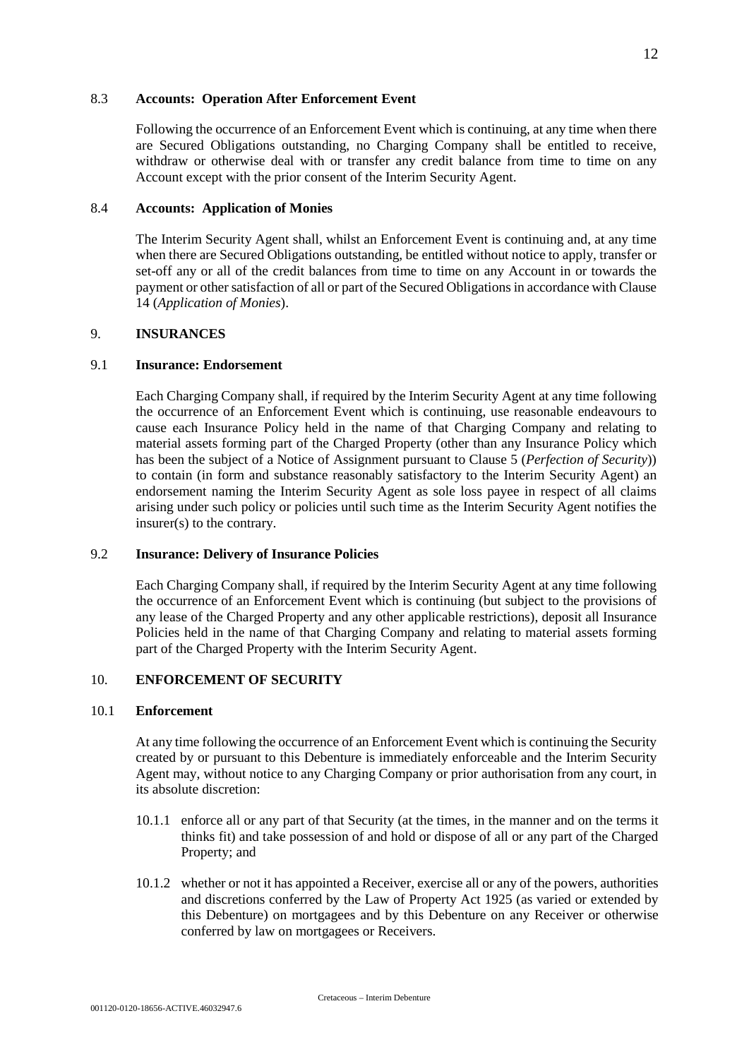### 8.3 Accounts: Operation After Enforcement Event

Following the occurrence of an Enforcement Event which is continuing, at any time when there are Secured Obligations outstanding, no Charging Company shall be entitled to receive, withdraw or otherwise deal with or transfer any credit balance from time to time on any Account except with the prior consent of the Interim Security Agent.

### 8.4 Accounts: Application of Monies

The Interim Security Agent shall, whilst an Enforcement Event is continuing and, at any time when there are Secured Obligations outstanding, be entitled without notice to apply, transfer or set-off any or all of the credit balances from time to time on any Account in or towards the payment or other satisfaction of all or part of the Secured Obligations in accordance with Clause 14 (*Application of Monies*).

## 9. INSURANCES

### 9.1 Insurance: Endorsement

Each Charging Company shall, if required by the Interim Security Agent at any time following the occurrence of an Enforcement Event which is continuing, use reasonable endeavours to cause each Insurance Policy held in the name of that Charging Company and relating to material assets forming part of the Charged Property (other than any Insurance Policy which has been the subject of a Notice of Assignment pursuant to Clause 5 (*Perfection of Security*)) to contain (in form and substance reasonably satisfactory to the Interim Security Agent) an endorsement naming the Interim Security Agent as sole loss payee in respect of all claims arising under such policy or policies until such time as the Interim Security Agent notifies the insurer(s) to the contrary.

### 9.2 Insurance: Delivery of Insurance Policies

Each Charging Company shall, if required by the Interim Security Agent at any time following the occurrence of an Enforcement Event which is continuing (but subject to the provisions of any lease of the Charged Property and any other applicable restrictions), deposit all Insurance Policies held in the name of that Charging Company and relating to material assets forming part of the Charged Property with the Interim Security Agent.

## 10. ENFORCEMENT OF SECURITY

### 10.1 Enforcement

At any time following the occurrence of an Enforcement Event which is continuing the Security created by or pursuant to this Debenture is immediately enforceable and the Interim Security Agent may, without notice to any Charging Company or prior authorisation from any court, in its absolute discretion:

10.1.1 enforce all or any part of that Security (at the times, in the manner and on the terms it thinks fit) and take possession of and hold or dispose of all or any part of the Charged Property; and

10.1.2 whether or not it has appointed a Receiver, exercise all or any of the powers, authorities and discretions conferred by the Law of Property Act 1925 (as varied or extended by this Debenture) on mortgagees and by this Debenture on any Receiver or otherwise conferred by law on mortgagees or Receivers.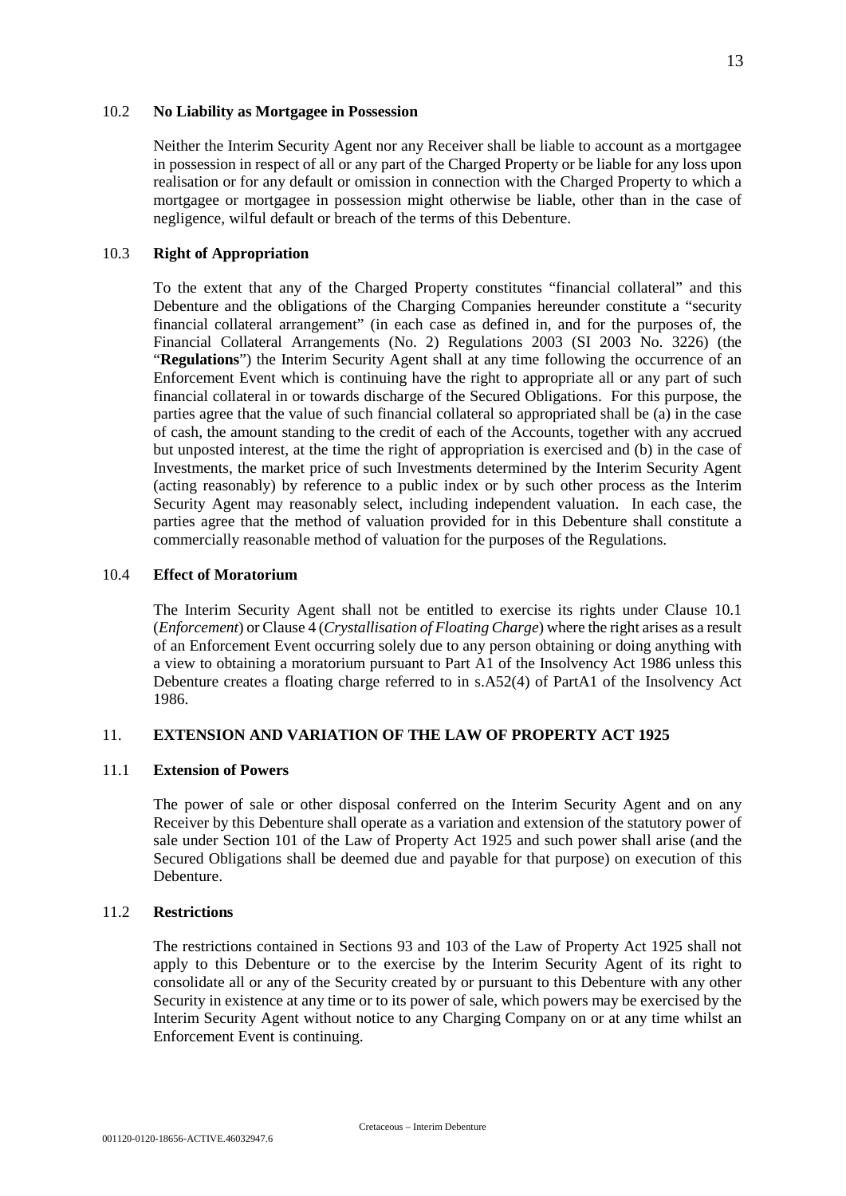### 10.2 **No Liability as Mortgagee in Possession**

Neither the Interim Security Agent nor any Receiver shall be liable to account as a mortgagee in possession in respect of all or any part of the Charged Property or be liable for any loss upon realisation or for any default or omission in connection with the Charged Property to which a mortgagee or mortgagee in possession might otherwise be liable, other than in the case of negligence, wilful default or breach of the terms of this Debenture.

### 10.3 **Right of Appropriation**

To the extent that any of the Charged Property constitutes "financial collateral" and this Debenture and the obligations of the Charging Companies hereunder constitute a "security financial collateral arrangement" (in each case as defined in, and for the purposes of, the Financial Collateral Arrangements (No. 2) Regulations 2003 (SI 2003 No. 3226) (the "**Regulations**") the Interim Security Agent shall at any time following the occurrence of an Enforcement Event which is continuing have the right to appropriate all or any part of such financial collateral in or towards discharge of the Secured Obligations. For this purpose, the parties agree that the value of such financial collateral so appropriated shall be (a) in the case of cash, the amount standing to the credit of each of the Accounts, together with any accrued but unposted interest, at the time the right of appropriation is exercised and (b) in the case of Investments, the market price of such Investments determined by the Interim Security Agent (acting reasonably) by reference to a public index or by such other process as the Interim Security Agent may reasonably select, including independent valuation. In each case, the parties agree that the method of valuation provided for in this Debenture shall constitute a commercially reasonable method of valuation for the purposes of the Regulations.

### 10.4 **Effect of Moratorium**

The Interim Security Agent shall not be entitled to exercise its rights under Clause 10.1 (*Enforcement*) or Clause 4 (*Crystallisation of Floating Charge*) where the right arises as a result of an Enforcement Event occurring solely due to any person obtaining or doing anything with a view to obtaining a moratorium pursuant to Part A1 of the Insolvency Act 1986 unless this Debenture creates a floating charge referred to in s.A52(4) of PartA1 of the Insolvency Act 1986.

## 11. **EXTENSION AND VARIATION OF THE LAW OF PROPERTY ACT 1925**

### 11.1 **Extension of Powers**

The power of sale or other disposal conferred on the Interim Security Agent and on any Receiver by this Debenture shall operate as a variation and extension of the statutory power of sale under Section 101 of the Law of Property Act 1925 and such power shall arise (and the Secured Obligations shall be deemed due and payable for that purpose) on execution of this Debenture.

### 11.2 **Restrictions**

The restrictions contained in Sections 93 and 103 of the Law of Property Act 1925 shall not apply to this Debenture or to the exercise by the Interim Security Agent of its right to consolidate all or any of the Security created by or pursuant to this Debenture with any other Security in existence at any time or to its power of sale, which powers may be exercised by the Interim Security Agent without notice to any Charging Company on or at any time whilst an Enforcement Event is continuing.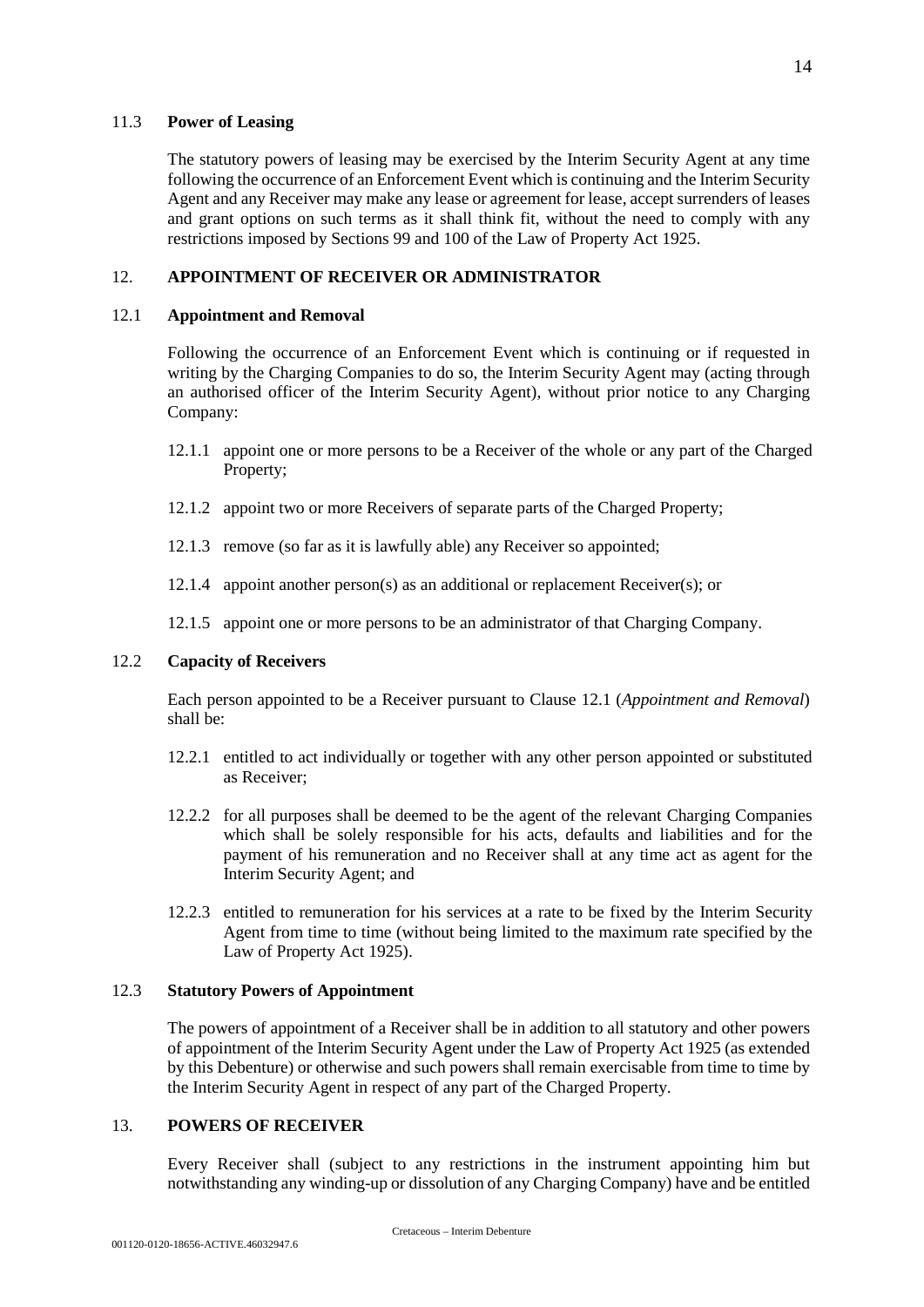### 11.3 **Power of Leasing**

The statutory powers of leasing may be exercised by the Interim Security Agent at any time following the occurrence of an Enforcement Event which is continuing and the Interim Security Agent and any Receiver may make any lease or agreement for lease, accept surrenders of leases and grant options on such terms as it shall think fit, without the need to comply with any restrictions imposed by Sections 99 and 100 of the Law of Property Act 1925.

## 12. **APPOINTMENT OF RECEIVER OR ADMINISTRATOR**

### 12.1 **Appointment and Removal**

Following the occurrence of an Enforcement Event which is continuing or if requested in writing by the Charging Companies to do so, the Interim Security Agent may (acting through an authorised officer of the Interim Security Agent), without prior notice to any Charging Company:

12.1.1 appoint one or more persons to be a Receiver of the whole or any part of the Charged Property;

12.1.2 appoint two or more Receivers of separate parts of the Charged Property;

12.1.3 remove (so far as it is lawfully able) any Receiver so appointed;

12.1.4 appoint another person(s) as an additional or replacement Receiver(s); or

12.1.5 appoint one or more persons to be an administrator of that Charging Company.

### 12.2 **Capacity of Receivers**

Each person appointed to be a Receiver pursuant to Clause 12.1 (*Appointment and Removal*) shall be:

12.2.1 entitled to act individually or together with any other person appointed or substituted as Receiver;

12.2.2 for all purposes shall be deemed to be the agent of the relevant Charging Companies which shall be solely responsible for his acts, defaults and liabilities and for the payment of his remuneration and no Receiver shall at any time act as agent for the Interim Security Agent; and

12.2.3 entitled to remuneration for his services at a rate to be fixed by the Interim Security Agent from time to time (without being limited to the maximum rate specified by the Law of Property Act 1925).

### 12.3 **Statutory Powers of Appointment**

The powers of appointment of a Receiver shall be in addition to all statutory and other powers of appointment of the Interim Security Agent under the Law of Property Act 1925 (as extended by this Debenture) or otherwise and such powers shall remain exercisable from time to time by the Interim Security Agent in respect of any part of the Charged Property.

## 13. **POWERS OF RECEIVER**

Every Receiver shall (subject to any restrictions in the instrument appointing him but notwithstanding any winding-up or dissolution of any Charging Company) have and be entitled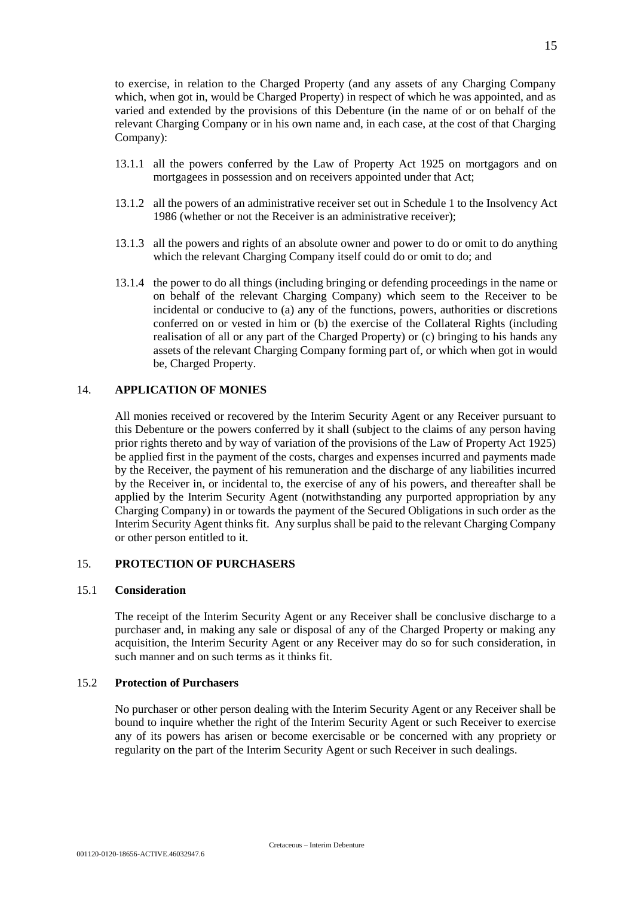to exercise, in relation to the Charged Property (and any assets of any Charging Company which, when got in, would be Charged Property) in respect of which he was appointed, and as varied and extended by the provisions of this Debenture (in the name of or on behalf of the relevant Charging Company or in his own name and, in each case, at the cost of that Charging Company):

13.1.1 all the powers conferred by the Law of Property Act 1925 on mortgagors and on mortgagees in possession and on receivers appointed under that Act;

13.1.2 all the powers of an administrative receiver set out in Schedule 1 to the Insolvency Act 1986 (whether or not the Receiver is an administrative receiver);

13.1.3 all the powers and rights of an absolute owner and power to do or omit to do anything which the relevant Charging Company itself could do or omit to do; and

13.1.4 the power to do all things (including bringing or defending proceedings in the name or on behalf of the relevant Charging Company) which seem to the Receiver to be incidental or conducive to (a) any of the functions, powers, authorities or discretions conferred on or vested in him or (b) the exercise of the Collateral Rights (including realisation of all or any part of the Charged Property) or (c) bringing to his hands any assets of the relevant Charging Company forming part of, or which when got in would be, Charged Property.

## 14. APPLICATION OF MONIES

All monies received or recovered by the Interim Security Agent or any Receiver pursuant to this Debenture or the powers conferred by it shall (subject to the claims of any person having prior rights thereto and by way of variation of the provisions of the Law of Property Act 1925) be applied first in the payment of the costs, charges and expenses incurred and payments made by the Receiver, the payment of his remuneration and the discharge of any liabilities incurred by the Receiver in, or incidental to, the exercise of any of his powers, and thereafter shall be applied by the Interim Security Agent (notwithstanding any purported appropriation by any Charging Company) in or towards the payment of the Secured Obligations in such order as the Interim Security Agent thinks fit. Any surplus shall be paid to the relevant Charging Company or other person entitled to it.

## 15. PROTECTION OF PURCHASERS

### 15.1 Consideration

The receipt of the Interim Security Agent or any Receiver shall be conclusive discharge to a purchaser and, in making any sale or disposal of any of the Charged Property or making any acquisition, the Interim Security Agent or any Receiver may do so for such consideration, in such manner and on such terms as it thinks fit.

### 15.2 Protection of Purchasers

No purchaser or other person dealing with the Interim Security Agent or any Receiver shall be bound to inquire whether the right of the Interim Security Agent or such Receiver to exercise any of its powers has arisen or become exercisable or be concerned with any propriety or regularity on the part of the Interim Security Agent or such Receiver in such dealings.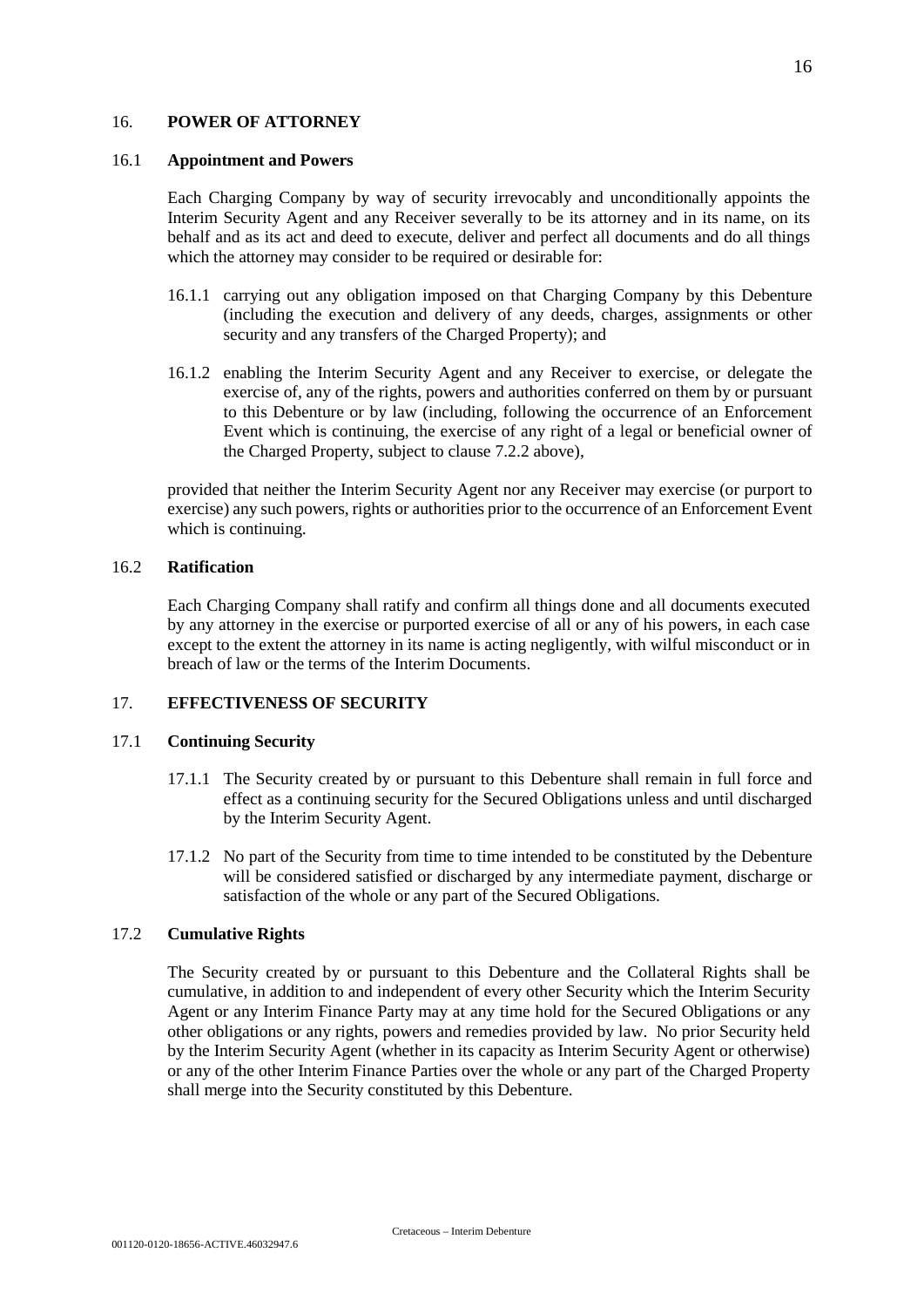## 16. POWER OF ATTORNEY

### 16.1 Appointment and Powers

Each Charging Company by way of security irrevocably and unconditionally appoints the Interim Security Agent and any Receiver severally to be its attorney and in its name, on its behalf and as its act and deed to execute, deliver and perfect all documents and do all things which the attorney may consider to be required or desirable for:

16.1.1 carrying out any obligation imposed on that Charging Company by this Debenture (including the execution and delivery of any deeds, charges, assignments or other security and any transfers of the Charged Property); and

16.1.2 enabling the Interim Security Agent and any Receiver to exercise, or delegate the exercise of, any of the rights, powers and authorities conferred on them by or pursuant to this Debenture or by law (including, following the occurrence of an Enforcement Event which is continuing, the exercise of any right of a legal or beneficial owner of the Charged Property, subject to clause 7.2.2 above),

provided that neither the Interim Security Agent nor any Receiver may exercise (or purport to exercise) any such powers, rights or authorities prior to the occurrence of an Enforcement Event which is continuing.

### 16.2 Ratification

Each Charging Company shall ratify and confirm all things done and all documents executed by any attorney in the exercise or purported exercise of all or any of his powers, in each case except to the extent the attorney in its name is acting negligently, with wilful misconduct or in breach of law or the terms of the Interim Documents.

## 17. EFFECTIVENESS OF SECURITY

### 17.1 Continuing Security

17.1.1 The Security created by or pursuant to this Debenture shall remain in full force and effect as a continuing security for the Secured Obligations unless and until discharged by the Interim Security Agent.

17.1.2 No part of the Security from time to time intended to be constituted by the Debenture will be considered satisfied or discharged by any intermediate payment, discharge or satisfaction of the whole or any part of the Secured Obligations.

### 17.2 Cumulative Rights

The Security created by or pursuant to this Debenture and the Collateral Rights shall be cumulative, in addition to and independent of every other Security which the Interim Security Agent or any Interim Finance Party may at any time hold for the Secured Obligations or any other obligations or any rights, powers and remedies provided by law. No prior Security held by the Interim Security Agent (whether in its capacity as Interim Security Agent or otherwise) or any of the other Interim Finance Parties over the whole or any part of the Charged Property shall merge into the Security constituted by this Debenture.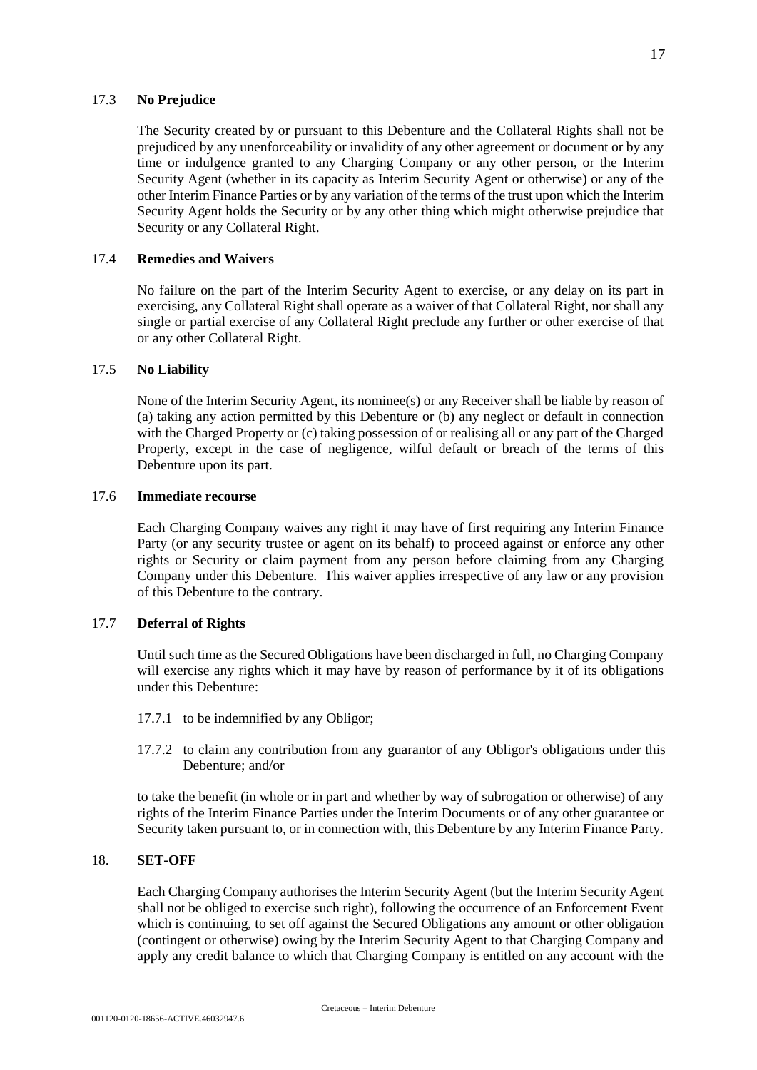### 17.3 **No Prejudice**

The Security created by or pursuant to this Debenture and the Collateral Rights shall not be prejudiced by any unenforceability or invalidity of any other agreement or document or by any time or indulgence granted to any Charging Company or any other person, or the Interim Security Agent (whether in its capacity as Interim Security Agent or otherwise) or any of the other Interim Finance Parties or by any variation of the terms of the trust upon which the Interim Security Agent holds the Security or by any other thing which might otherwise prejudice that Security or any Collateral Right.

### 17.4 **Remedies and Waivers**

No failure on the part of the Interim Security Agent to exercise, or any delay on its part in exercising, any Collateral Right shall operate as a waiver of that Collateral Right, nor shall any single or partial exercise of any Collateral Right preclude any further or other exercise of that or any other Collateral Right.

### 17.5 **No Liability**

None of the Interim Security Agent, its nominee(s) or any Receiver shall be liable by reason of (a) taking any action permitted by this Debenture or (b) any neglect or default in connection with the Charged Property or (c) taking possession of or realising all or any part of the Charged Property, except in the case of negligence, wilful default or breach of the terms of this Debenture upon its part.

### 17.6 **Immediate recourse**

Each Charging Company waives any right it may have of first requiring any Interim Finance Party (or any security trustee or agent on its behalf) to proceed against or enforce any other rights or Security or claim payment from any person before claiming from any Charging Company under this Debenture. This waiver applies irrespective of any law or any provision of this Debenture to the contrary.

### 17.7 **Deferral of Rights**

Until such time as the Secured Obligations have been discharged in full, no Charging Company will exercise any rights which it may have by reason of performance by it of its obligations under this Debenture:

17.7.1 to be indemnified by any Obligor;

17.7.2 to claim any contribution from any guarantor of any Obligor's obligations under this Debenture; and/or

to take the benefit (in whole or in part and whether by way of subrogation or otherwise) of any rights of the Interim Finance Parties under the Interim Documents or of any other guarantee or Security taken pursuant to, or in connection with, this Debenture by any Interim Finance Party.

## 18. **SET-OFF**

Each Charging Company authorises the Interim Security Agent (but the Interim Security Agent shall not be obliged to exercise such right), following the occurrence of an Enforcement Event which is continuing, to set off against the Secured Obligations any amount or other obligation (contingent or otherwise) owing by the Interim Security Agent to that Charging Company and apply any credit balance to which that Charging Company is entitled on any account with the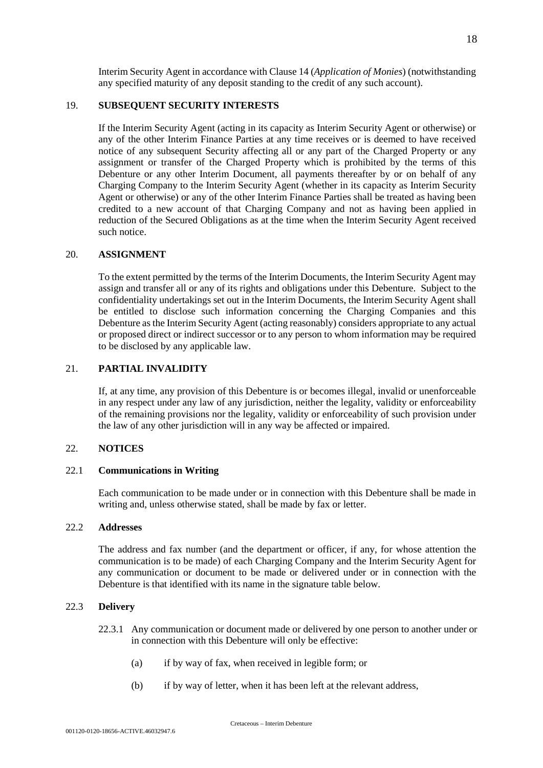Interim Security Agent in accordance with Clause 14 (*Application of Monies*) (notwithstanding any specified maturity of any deposit standing to the credit of any such account).

## 19. SUBSEQUENT SECURITY INTERESTS

If the Interim Security Agent (acting in its capacity as Interim Security Agent or otherwise) or any of the other Interim Finance Parties at any time receives or is deemed to have received notice of any subsequent Security affecting all or any part of the Charged Property or any assignment or transfer of the Charged Property which is prohibited by the terms of this Debenture or any other Interim Document, all payments thereafter by or on behalf of any Charging Company to the Interim Security Agent (whether in its capacity as Interim Security Agent or otherwise) or any of the other Interim Finance Parties shall be treated as having been credited to a new account of that Charging Company and not as having been applied in reduction of the Secured Obligations as at the time when the Interim Security Agent received such notice.

## 20. ASSIGNMENT

To the extent permitted by the terms of the Interim Documents, the Interim Security Agent may assign and transfer all or any of its rights and obligations under this Debenture. Subject to the confidentiality undertakings set out in the Interim Documents, the Interim Security Agent shall be entitled to disclose such information concerning the Charging Companies and this Debenture as the Interim Security Agent (acting reasonably) considers appropriate to any actual or proposed direct or indirect successor or to any person to whom information may be required to be disclosed by any applicable law.

## 21. PARTIAL INVALIDITY

If, at any time, any provision of this Debenture is or becomes illegal, invalid or unenforceable in any respect under any law of any jurisdiction, neither the legality, validity or enforceability of the remaining provisions nor the legality, validity or enforceability of such provision under the law of any other jurisdiction will in any way be affected or impaired.

## 22. NOTICES

### 22.1 Communications in Writing

Each communication to be made under or in connection with this Debenture shall be made in writing and, unless otherwise stated, shall be made by fax or letter.

### 22.2 Addresses

The address and fax number (and the department or officer, if any, for whose attention the communication is to be made) of each Charging Company and the Interim Security Agent for any communication or document to be made or delivered under or in connection with the Debenture is that identified with its name in the signature table below.

### 22.3 Delivery

22.3.1 Any communication or document made or delivered by one person to another under or in connection with this Debenture will only be effective:

(a) if by way of fax, when received in legible form; or

(b) if by way of letter, when it has been left at the relevant address,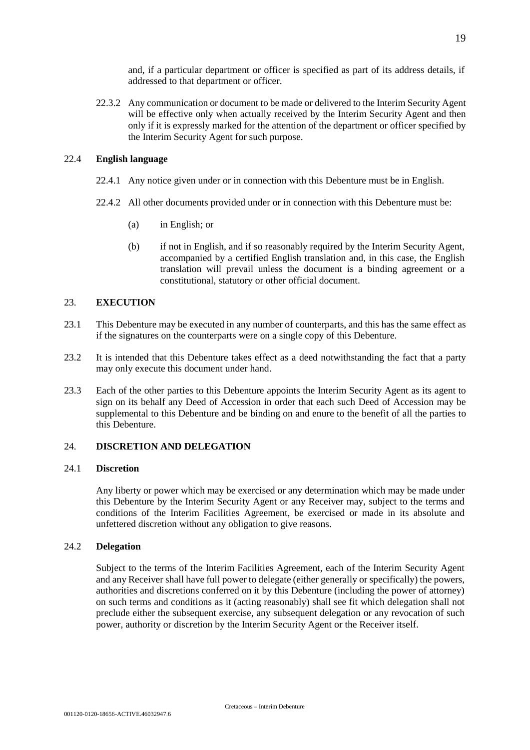and, if a particular department or officer is specified as part of its address details, if addressed to that department or officer.

22.3.2 Any communication or document to be made or delivered to the Interim Security Agent will be effective only when actually received by the Interim Security Agent and then only if it is expressly marked for the attention of the department or officer specified by the Interim Security Agent for such purpose.

22.4 **English language**

22.4.1 Any notice given under or in connection with this Debenture must be in English.

22.4.2 All other documents provided under or in connection with this Debenture must be:

(a) in English; or

(b) if not in English, and if so reasonably required by the Interim Security Agent, accompanied by a certified English translation and, in this case, the English translation will prevail unless the document is a binding agreement or a constitutional, statutory or other official document.

## 23. EXECUTION

23.1 This Debenture may be executed in any number of counterparts, and this has the same effect as if the signatures on the counterparts were on a single copy of this Debenture.

23.2 It is intended that this Debenture takes effect as a deed notwithstanding the fact that a party may only execute this document under hand.

23.3 Each of the other parties to this Debenture appoints the Interim Security Agent as its agent to sign on its behalf any Deed of Accession in order that each such Deed of Accession may be supplemental to this Debenture and be binding on and enure to the benefit of all the parties to this Debenture.

## 24. DISCRETION AND DELEGATION

24.1 **Discretion**

Any liberty or power which may be exercised or any determination which may be made under this Debenture by the Interim Security Agent or any Receiver may, subject to the terms and conditions of the Interim Facilities Agreement, be exercised or made in its absolute and unfettered discretion without any obligation to give reasons.

24.2 **Delegation**

Subject to the terms of the Interim Facilities Agreement, each of the Interim Security Agent and any Receiver shall have full power to delegate (either generally or specifically) the powers, authorities and discretions conferred on it by this Debenture (including the power of attorney) on such terms and conditions as it (acting reasonably) shall see fit which delegation shall not preclude either the subsequent exercise, any subsequent delegation or any revocation of such power, authority or discretion by the Interim Security Agent or the Receiver itself.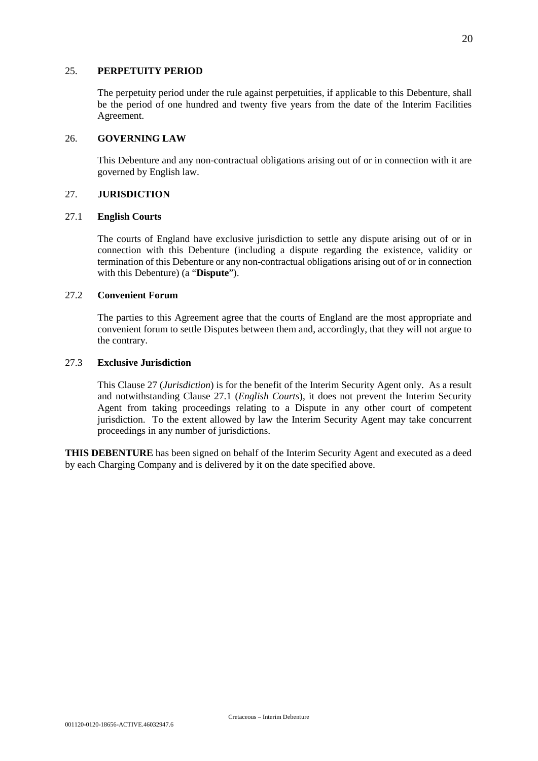## 25. PERPETUITY PERIOD

The perpetuity period under the rule against perpetuities, if applicable to this Debenture, shall be the period of one hundred and twenty five years from the date of the Interim Facilities Agreement.

## 26. GOVERNING LAW

This Debenture and any non-contractual obligations arising out of or in connection with it are governed by English law.

## 27. JURISDICTION

### 27.1 English Courts

The courts of England have exclusive jurisdiction to settle any dispute arising out of or in connection with this Debenture (including a dispute regarding the existence, validity or termination of this Debenture or any non-contractual obligations arising out of or in connection with this Debenture) (a "**Dispute**").

### 27.2 Convenient Forum

The parties to this Agreement agree that the courts of England are the most appropriate and convenient forum to settle Disputes between them and, accordingly, that they will not argue to the contrary.

### 27.3 Exclusive Jurisdiction

This Clause 27 (*Jurisdiction*) is for the benefit of the Interim Security Agent only. As a result and notwithstanding Clause 27.1 (*English Courts*), it does not prevent the Interim Security Agent from taking proceedings relating to a Dispute in any other court of competent jurisdiction. To the extent allowed by law the Interim Security Agent may take concurrent proceedings in any number of jurisdictions.

**THIS DEBENTURE** has been signed on behalf of the Interim Security Agent and executed as a deed by each Charging Company and is delivered by it on the date specified above.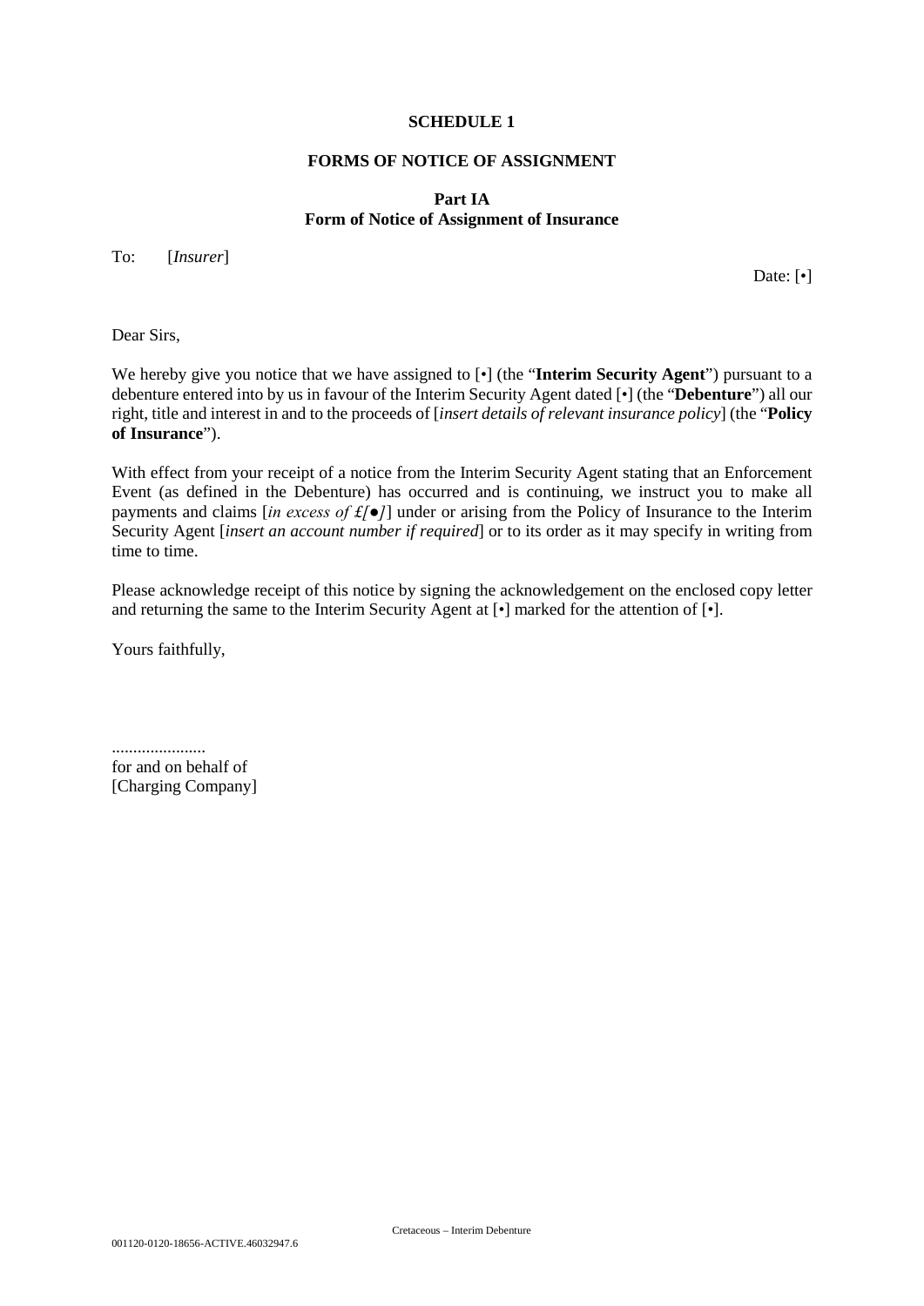**SCHEDULE 1**

**FORMS OF NOTICE OF ASSIGNMENT**

**Part IA**
**Form of Notice of Assignment of Insurance**

To: [*Insurer*]

Date: [•]

Dear Sirs,

We hereby give you notice that we have assigned to [•] (the "**Interim Security Agent**") pursuant to a debenture entered into by us in favour of the Interim Security Agent dated [•] (the "**Debenture**") all our right, title and interest in and to the proceeds of [*insert details of relevant insurance policy*] (the "**Policy of Insurance**").

With effect from your receipt of a notice from the Interim Security Agent stating that an Enforcement Event (as defined in the Debenture) has occurred and is continuing, we instruct you to make all payments and claims [*in excess of £[●]*] under or arising from the Policy of Insurance to the Interim Security Agent [*insert an account number if required*] or to its order as it may specify in writing from time to time.

Please acknowledge receipt of this notice by signing the acknowledgement on the enclosed copy letter and returning the same to the Interim Security Agent at [•] marked for the attention of [•].

Yours faithfully,

......................
for and on behalf of
[Charging Company]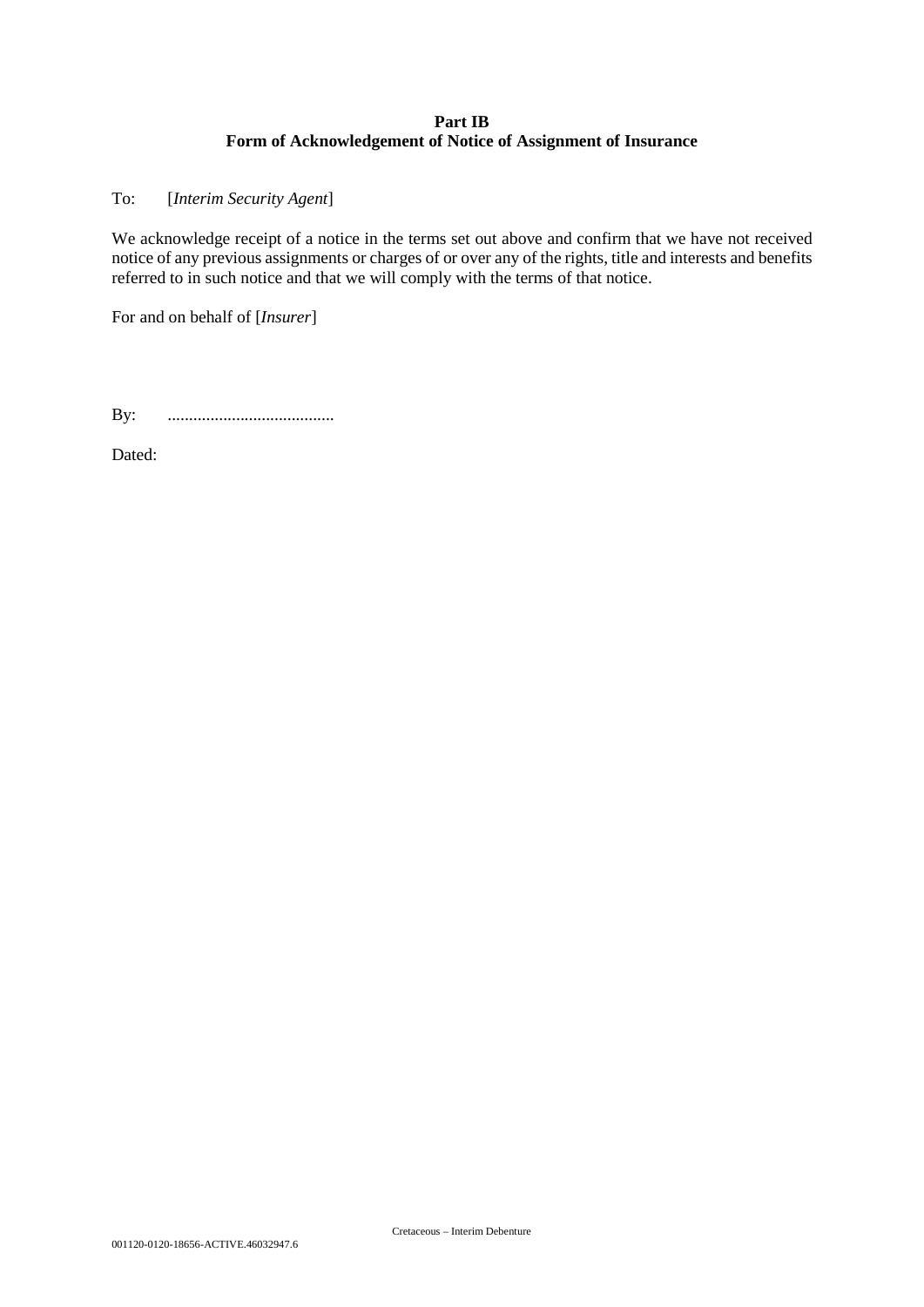**Part IB**
**Form of Acknowledgement of Notice of Assignment of Insurance**

To: [*Interim Security Agent*]

We acknowledge receipt of a notice in the terms set out above and confirm that we have not received notice of any previous assignments or charges of or over any of the rights, title and interests and benefits referred to in such notice and that we will comply with the terms of that notice.

For and on behalf of [*Insurer*]

By: .......................................

Dated: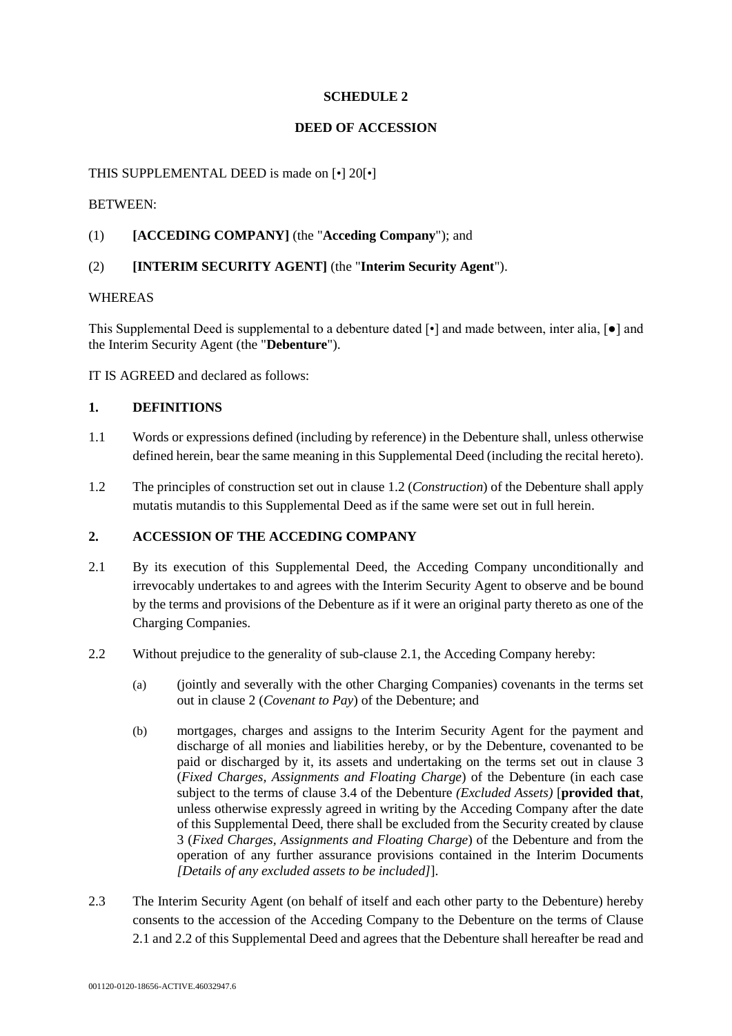**SCHEDULE 2**

**DEED OF ACCESSION**

THIS SUPPLEMENTAL DEED is made on [•] 20[•]

BETWEEN:

(1) **[ACCEDING COMPANY]** (the "**Acceding Company**"); and

(2) **[INTERIM SECURITY AGENT]** (the "**Interim Security Agent**").

WHEREAS

This Supplemental Deed is supplemental to a debenture dated [•] and made between, inter alia, [●] and the Interim Security Agent (the "**Debenture**").

IT IS AGREED and declared as follows:

**1. DEFINITIONS**

1.1 Words or expressions defined (including by reference) in the Debenture shall, unless otherwise defined herein, bear the same meaning in this Supplemental Deed (including the recital hereto).

1.2 The principles of construction set out in clause 1.2 (*Construction*) of the Debenture shall apply mutatis mutandis to this Supplemental Deed as if the same were set out in full herein.

**2. ACCESSION OF THE ACCEDING COMPANY**

2.1 By its execution of this Supplemental Deed, the Acceding Company unconditionally and irrevocably undertakes to and agrees with the Interim Security Agent to observe and be bound by the terms and provisions of the Debenture as if it were an original party thereto as one of the Charging Companies.

2.2 Without prejudice to the generality of sub-clause 2.1, the Acceding Company hereby:

(a) (jointly and severally with the other Charging Companies) covenants in the terms set out in clause 2 (*Covenant to Pay*) of the Debenture; and

(b) mortgages, charges and assigns to the Interim Security Agent for the payment and discharge of all monies and liabilities hereby, or by the Debenture, covenanted to be paid or discharged by it, its assets and undertaking on the terms set out in clause 3 (*Fixed Charges, Assignments and Floating Charge*) of the Debenture (in each case subject to the terms of clause 3.4 of the Debenture *(Excluded Assets)* [**provided that**, unless otherwise expressly agreed in writing by the Acceding Company after the date of this Supplemental Deed, there shall be excluded from the Security created by clause 3 (*Fixed Charges, Assignments and Floating Charge*) of the Debenture and from the operation of any further assurance provisions contained in the Interim Documents *[Details of any excluded assets to be included]*].

2.3 The Interim Security Agent (on behalf of itself and each other party to the Debenture) hereby consents to the accession of the Acceding Company to the Debenture on the terms of Clause 2.1 and 2.2 of this Supplemental Deed and agrees that the Debenture shall hereafter be read and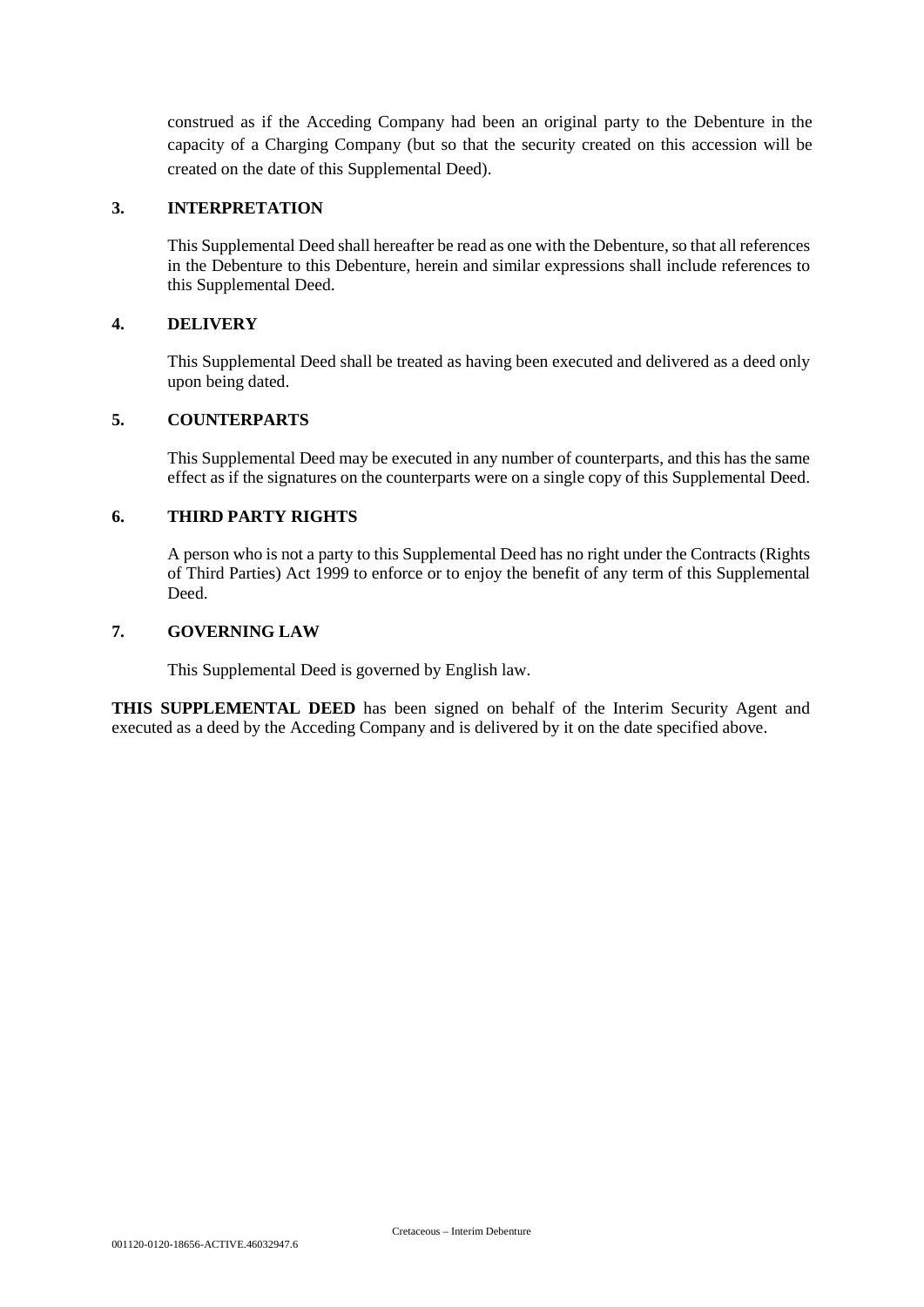construed as if the Acceding Company had been an original party to the Debenture in the capacity of a Charging Company (but so that the security created on this accession will be created on the date of this Supplemental Deed).

### 3. INTERPRETATION

This Supplemental Deed shall hereafter be read as one with the Debenture, so that all references in the Debenture to this Debenture, herein and similar expressions shall include references to this Supplemental Deed.

### 4. DELIVERY

This Supplemental Deed shall be treated as having been executed and delivered as a deed only upon being dated.

### 5. COUNTERPARTS

This Supplemental Deed may be executed in any number of counterparts, and this has the same effect as if the signatures on the counterparts were on a single copy of this Supplemental Deed.

### 6. THIRD PARTY RIGHTS

A person who is not a party to this Supplemental Deed has no right under the Contracts (Rights of Third Parties) Act 1999 to enforce or to enjoy the benefit of any term of this Supplemental Deed.

### 7. GOVERNING LAW

This Supplemental Deed is governed by English law.

**THIS SUPPLEMENTAL DEED** has been signed on behalf of the Interim Security Agent and executed as a deed by the Acceding Company and is delivered by it on the date specified above.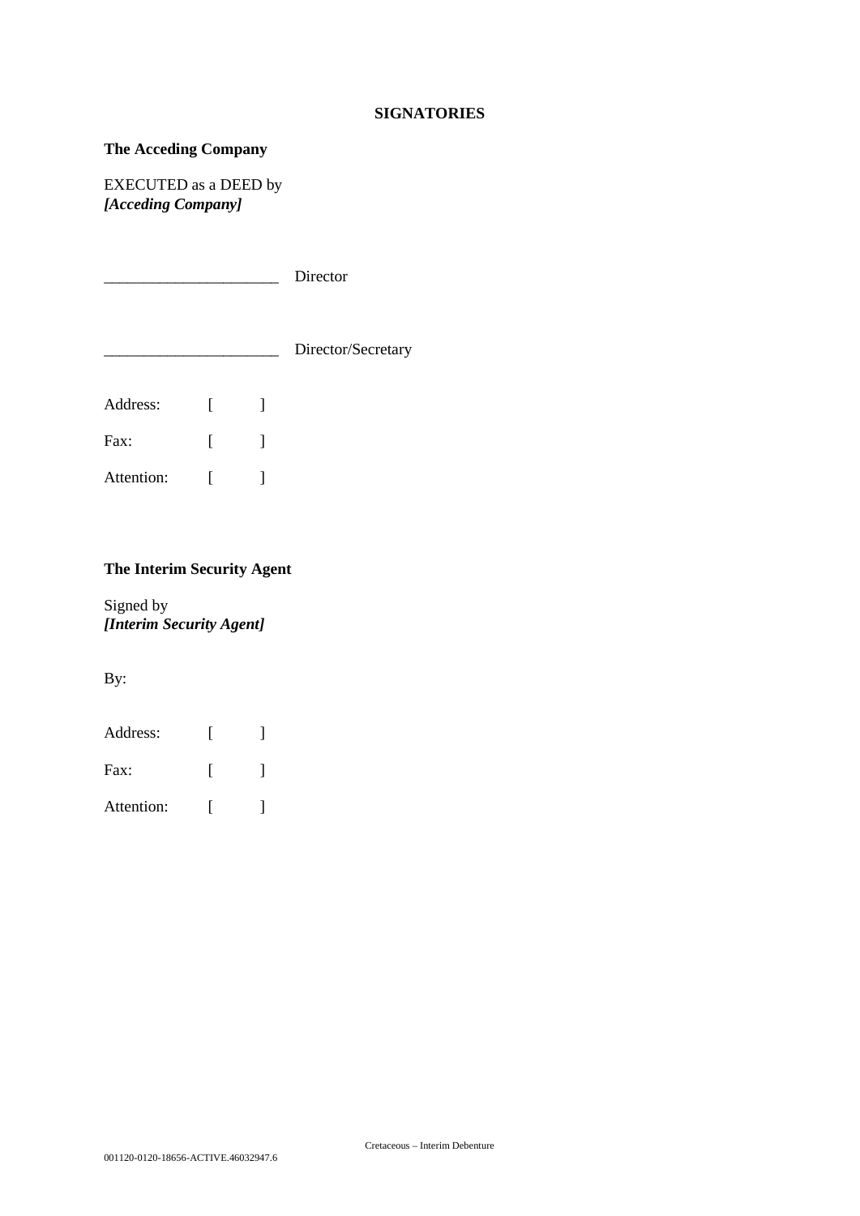**SIGNATORIES**

**The Acceding Company**

EXECUTED as a DEED by
***[Acceding Company]***

______________________ Director

______________________ Director/Secretary

Address: [ ]

Fax: [ ]

Attention: [ ]

**The Interim Security Agent**

Signed by
***[Interim Security Agent]***

By:

Address: [ ]

Fax: [ ]

Attention: [ ]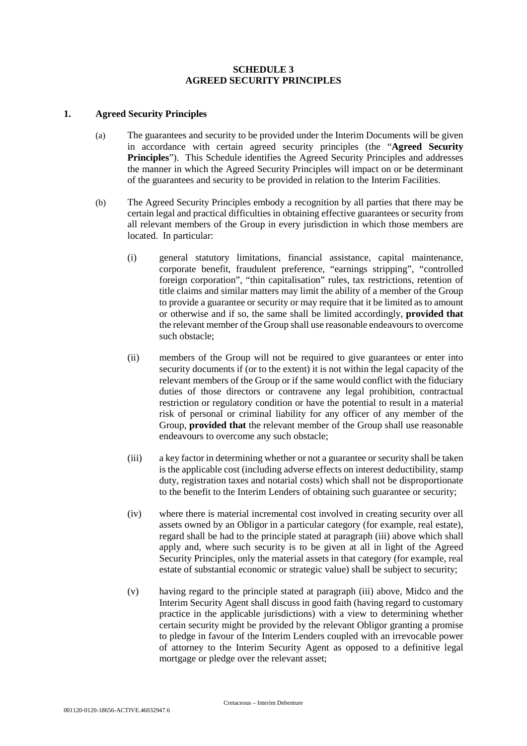# SCHEDULE 3
# AGREED SECURITY PRINCIPLES

## 1. Agreed Security Principles

(a) The guarantees and security to be provided under the Interim Documents will be given in accordance with certain agreed security principles (the "**Agreed Security Principles**"). This Schedule identifies the Agreed Security Principles and addresses the manner in which the Agreed Security Principles will impact on or be determinant of the guarantees and security to be provided in relation to the Interim Facilities.

(b) The Agreed Security Principles embody a recognition by all parties that there may be certain legal and practical difficulties in obtaining effective guarantees or security from all relevant members of the Group in every jurisdiction in which those members are located. In particular:

(i) general statutory limitations, financial assistance, capital maintenance, corporate benefit, fraudulent preference, "earnings stripping", "controlled foreign corporation", "thin capitalisation" rules, tax restrictions, retention of title claims and similar matters may limit the ability of a member of the Group to provide a guarantee or security or may require that it be limited as to amount or otherwise and if so, the same shall be limited accordingly, **provided that** the relevant member of the Group shall use reasonable endeavours to overcome such obstacle;

(ii) members of the Group will not be required to give guarantees or enter into security documents if (or to the extent) it is not within the legal capacity of the relevant members of the Group or if the same would conflict with the fiduciary duties of those directors or contravene any legal prohibition, contractual restriction or regulatory condition or have the potential to result in a material risk of personal or criminal liability for any officer of any member of the Group, **provided that** the relevant member of the Group shall use reasonable endeavours to overcome any such obstacle;

(iii) a key factor in determining whether or not a guarantee or security shall be taken is the applicable cost (including adverse effects on interest deductibility, stamp duty, registration taxes and notarial costs) which shall not be disproportionate to the benefit to the Interim Lenders of obtaining such guarantee or security;

(iv) where there is material incremental cost involved in creating security over all assets owned by an Obligor in a particular category (for example, real estate), regard shall be had to the principle stated at paragraph (iii) above which shall apply and, where such security is to be given at all in light of the Agreed Security Principles, only the material assets in that category (for example, real estate of substantial economic or strategic value) shall be subject to security;

(v) having regard to the principle stated at paragraph (iii) above, Midco and the Interim Security Agent shall discuss in good faith (having regard to customary practice in the applicable jurisdictions) with a view to determining whether certain security might be provided by the relevant Obligor granting a promise to pledge in favour of the Interim Lenders coupled with an irrevocable power of attorney to the Interim Security Agent as opposed to a definitive legal mortgage or pledge over the relevant asset;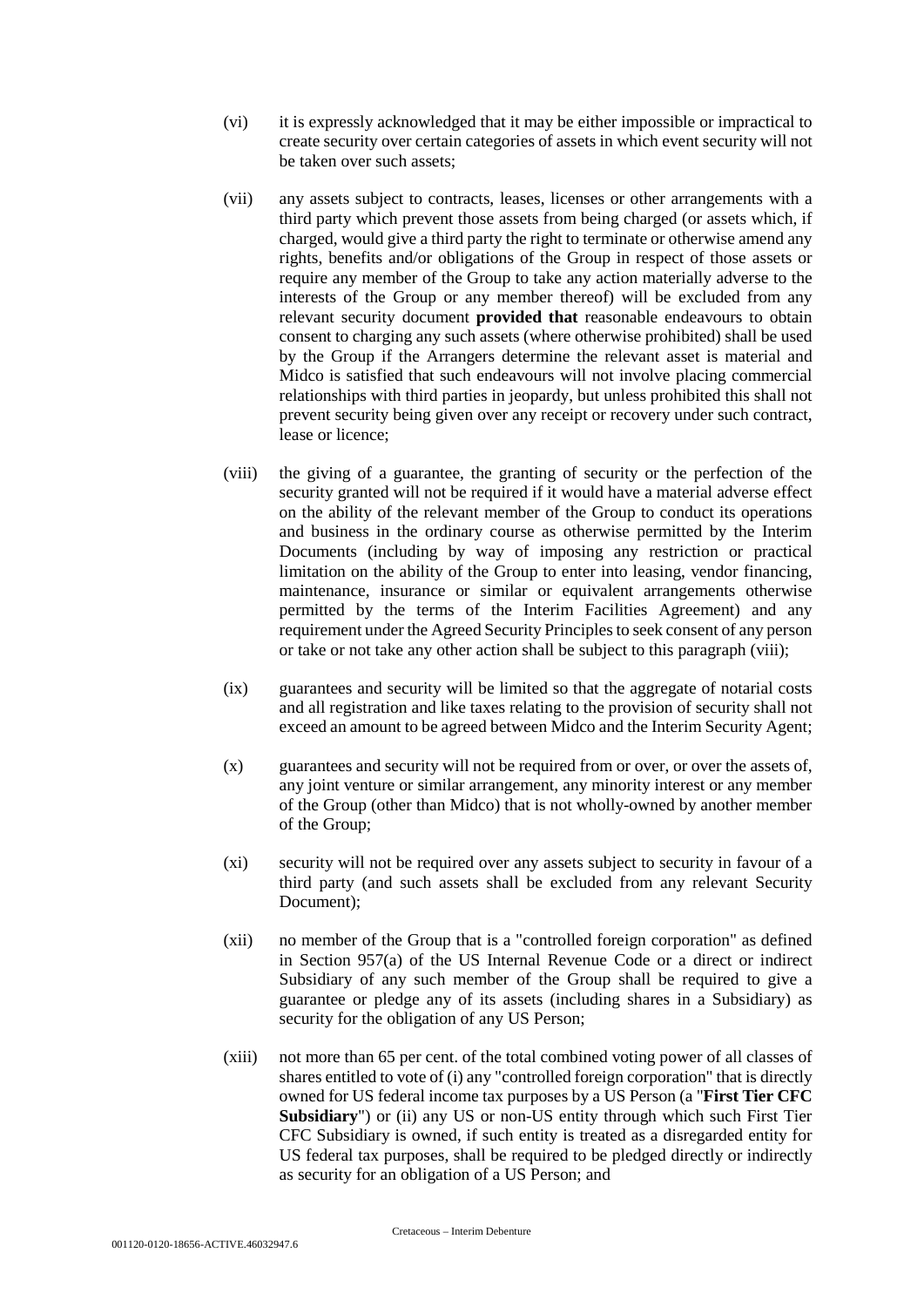(vi) it is expressly acknowledged that it may be either impossible or impractical to create security over certain categories of assets in which event security will not be taken over such assets;

(vii) any assets subject to contracts, leases, licenses or other arrangements with a third party which prevent those assets from being charged (or assets which, if charged, would give a third party the right to terminate or otherwise amend any rights, benefits and/or obligations of the Group in respect of those assets or require any member of the Group to take any action materially adverse to the interests of the Group or any member thereof) will be excluded from any relevant security document **provided that** reasonable endeavours to obtain consent to charging any such assets (where otherwise prohibited) shall be used by the Group if the Arrangers determine the relevant asset is material and Midco is satisfied that such endeavours will not involve placing commercial relationships with third parties in jeopardy, but unless prohibited this shall not prevent security being given over any receipt or recovery under such contract, lease or licence;

(viii) the giving of a guarantee, the granting of security or the perfection of the security granted will not be required if it would have a material adverse effect on the ability of the relevant member of the Group to conduct its operations and business in the ordinary course as otherwise permitted by the Interim Documents (including by way of imposing any restriction or practical limitation on the ability of the Group to enter into leasing, vendor financing, maintenance, insurance or similar or equivalent arrangements otherwise permitted by the terms of the Interim Facilities Agreement) and any requirement under the Agreed Security Principles to seek consent of any person or take or not take any other action shall be subject to this paragraph (viii);

(ix) guarantees and security will be limited so that the aggregate of notarial costs and all registration and like taxes relating to the provision of security shall not exceed an amount to be agreed between Midco and the Interim Security Agent;

(x) guarantees and security will not be required from or over, or over the assets of, any joint venture or similar arrangement, any minority interest or any member of the Group (other than Midco) that is not wholly-owned by another member of the Group;

(xi) security will not be required over any assets subject to security in favour of a third party (and such assets shall be excluded from any relevant Security Document);

(xii) no member of the Group that is a "controlled foreign corporation" as defined in Section 957(a) of the US Internal Revenue Code or a direct or indirect Subsidiary of any such member of the Group shall be required to give a guarantee or pledge any of its assets (including shares in a Subsidiary) as security for the obligation of any US Person;

(xiii) not more than 65 per cent. of the total combined voting power of all classes of shares entitled to vote of (i) any "controlled foreign corporation" that is directly owned for US federal income tax purposes by a US Person (a "**First Tier CFC Subsidiary**") or (ii) any US or non-US entity through which such First Tier CFC Subsidiary is owned, if such entity is treated as a disregarded entity for US federal tax purposes, shall be required to be pledged directly or indirectly as security for an obligation of a US Person; and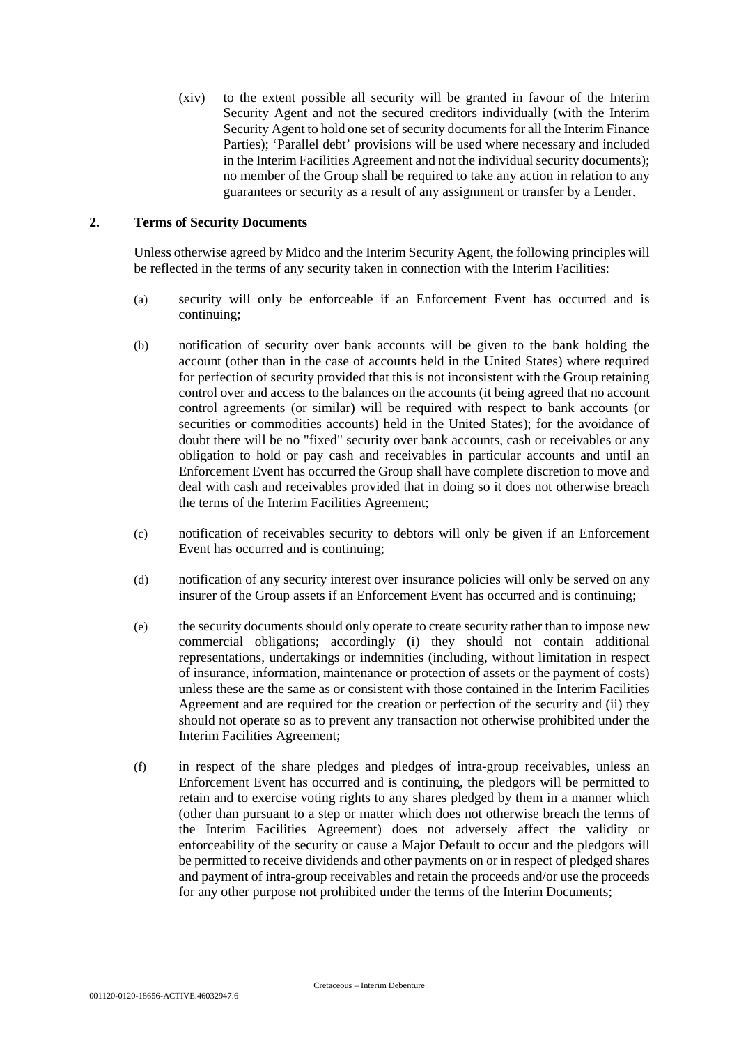(xiv) to the extent possible all security will be granted in favour of the Interim Security Agent and not the secured creditors individually (with the Interim Security Agent to hold one set of security documents for all the Interim Finance Parties); 'Parallel debt' provisions will be used where necessary and included in the Interim Facilities Agreement and not the individual security documents); no member of the Group shall be required to take any action in relation to any guarantees or security as a result of any assignment or transfer by a Lender.

## 2. Terms of Security Documents

Unless otherwise agreed by Midco and the Interim Security Agent, the following principles will be reflected in the terms of any security taken in connection with the Interim Facilities:

(a) security will only be enforceable if an Enforcement Event has occurred and is continuing;

(b) notification of security over bank accounts will be given to the bank holding the account (other than in the case of accounts held in the United States) where required for perfection of security provided that this is not inconsistent with the Group retaining control over and access to the balances on the accounts (it being agreed that no account control agreements (or similar) will be required with respect to bank accounts (or securities or commodities accounts) held in the United States); for the avoidance of doubt there will be no "fixed" security over bank accounts, cash or receivables or any obligation to hold or pay cash and receivables in particular accounts and until an Enforcement Event has occurred the Group shall have complete discretion to move and deal with cash and receivables provided that in doing so it does not otherwise breach the terms of the Interim Facilities Agreement;

(c) notification of receivables security to debtors will only be given if an Enforcement Event has occurred and is continuing;

(d) notification of any security interest over insurance policies will only be served on any insurer of the Group assets if an Enforcement Event has occurred and is continuing;

(e) the security documents should only operate to create security rather than to impose new commercial obligations; accordingly (i) they should not contain additional representations, undertakings or indemnities (including, without limitation in respect of insurance, information, maintenance or protection of assets or the payment of costs) unless these are the same as or consistent with those contained in the Interim Facilities Agreement and are required for the creation or perfection of the security and (ii) they should not operate so as to prevent any transaction not otherwise prohibited under the Interim Facilities Agreement;

(f) in respect of the share pledges and pledges of intra-group receivables, unless an Enforcement Event has occurred and is continuing, the pledgors will be permitted to retain and to exercise voting rights to any shares pledged by them in a manner which (other than pursuant to a step or matter which does not otherwise breach the terms of the Interim Facilities Agreement) does not adversely affect the validity or enforceability of the security or cause a Major Default to occur and the pledgors will be permitted to receive dividends and other payments on or in respect of pledged shares and payment of intra-group receivables and retain the proceeds and/or use the proceeds for any other purpose not prohibited under the terms of the Interim Documents;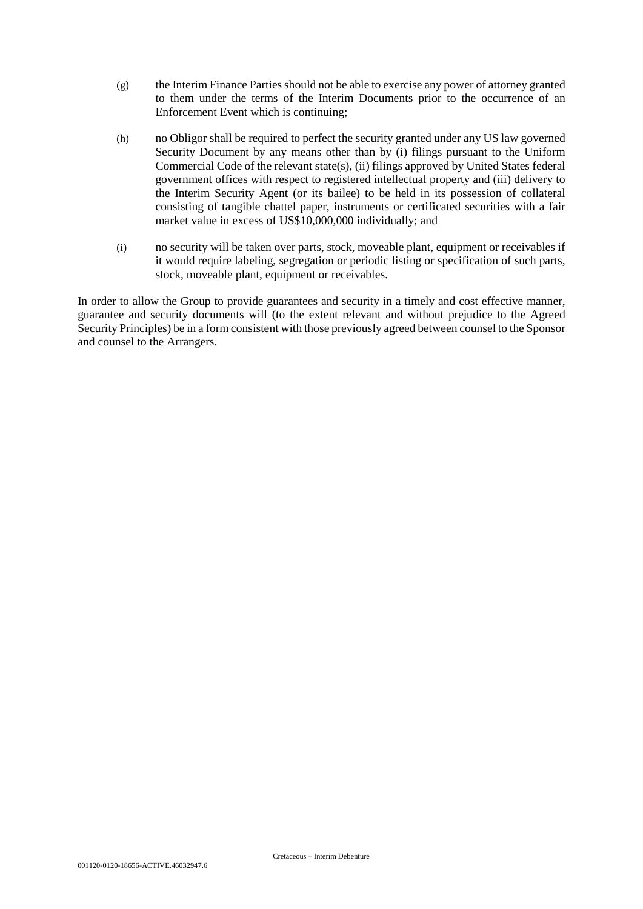(g) the Interim Finance Parties should not be able to exercise any power of attorney granted to them under the terms of the Interim Documents prior to the occurrence of an Enforcement Event which is continuing;

(h) no Obligor shall be required to perfect the security granted under any US law governed Security Document by any means other than by (i) filings pursuant to the Uniform Commercial Code of the relevant state(s), (ii) filings approved by United States federal government offices with respect to registered intellectual property and (iii) delivery to the Interim Security Agent (or its bailee) to be held in its possession of collateral consisting of tangible chattel paper, instruments or certificated securities with a fair market value in excess of US$10,000,000 individually; and

(i) no security will be taken over parts, stock, moveable plant, equipment or receivables if it would require labeling, segregation or periodic listing or specification of such parts, stock, moveable plant, equipment or receivables.

In order to allow the Group to provide guarantees and security in a timely and cost effective manner, guarantee and security documents will (to the extent relevant and without prejudice to the Agreed Security Principles) be in a form consistent with those previously agreed between counsel to the Sponsor and counsel to the Arrangers.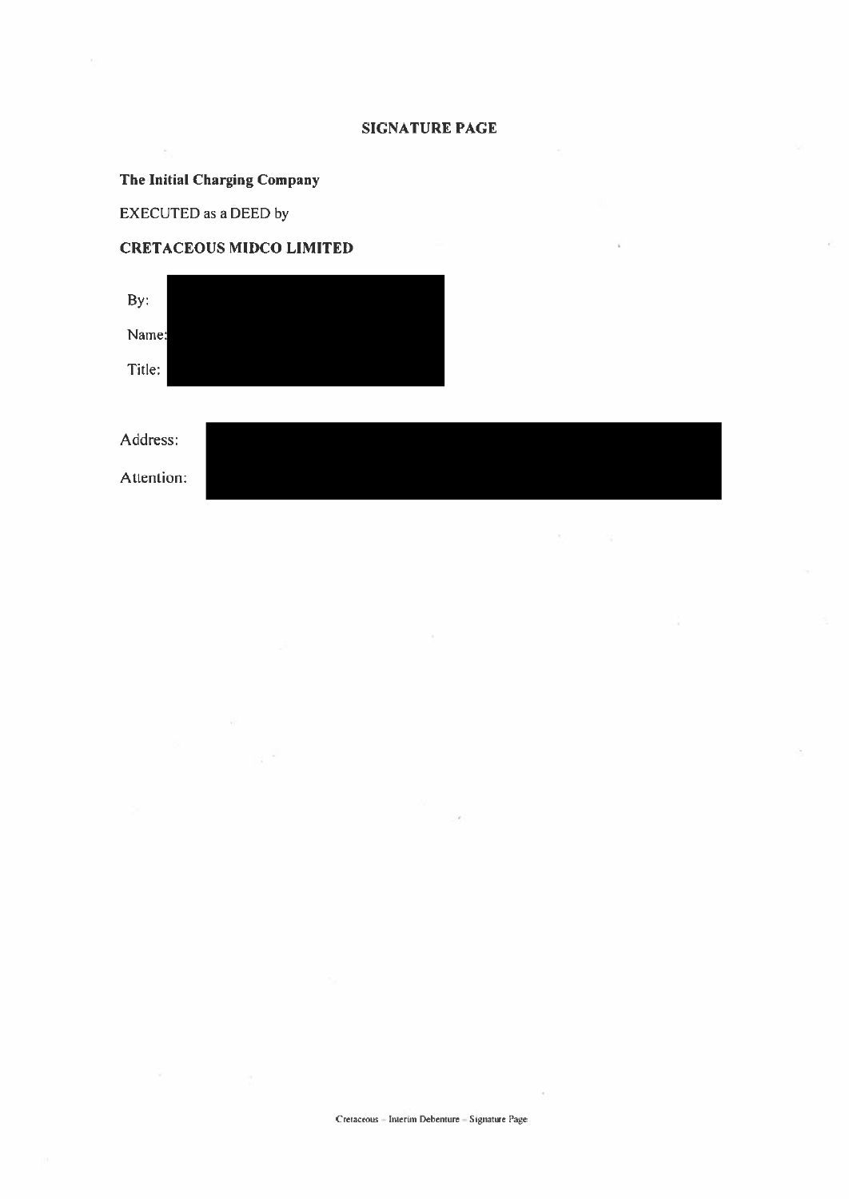## SIGNATURE PAGE

**The Initial Charging Company**

EXECUTED as a DEED by

**CRETACEOUS MIDCO LIMITED**

By:

Name:

Title:

Address:

Attention: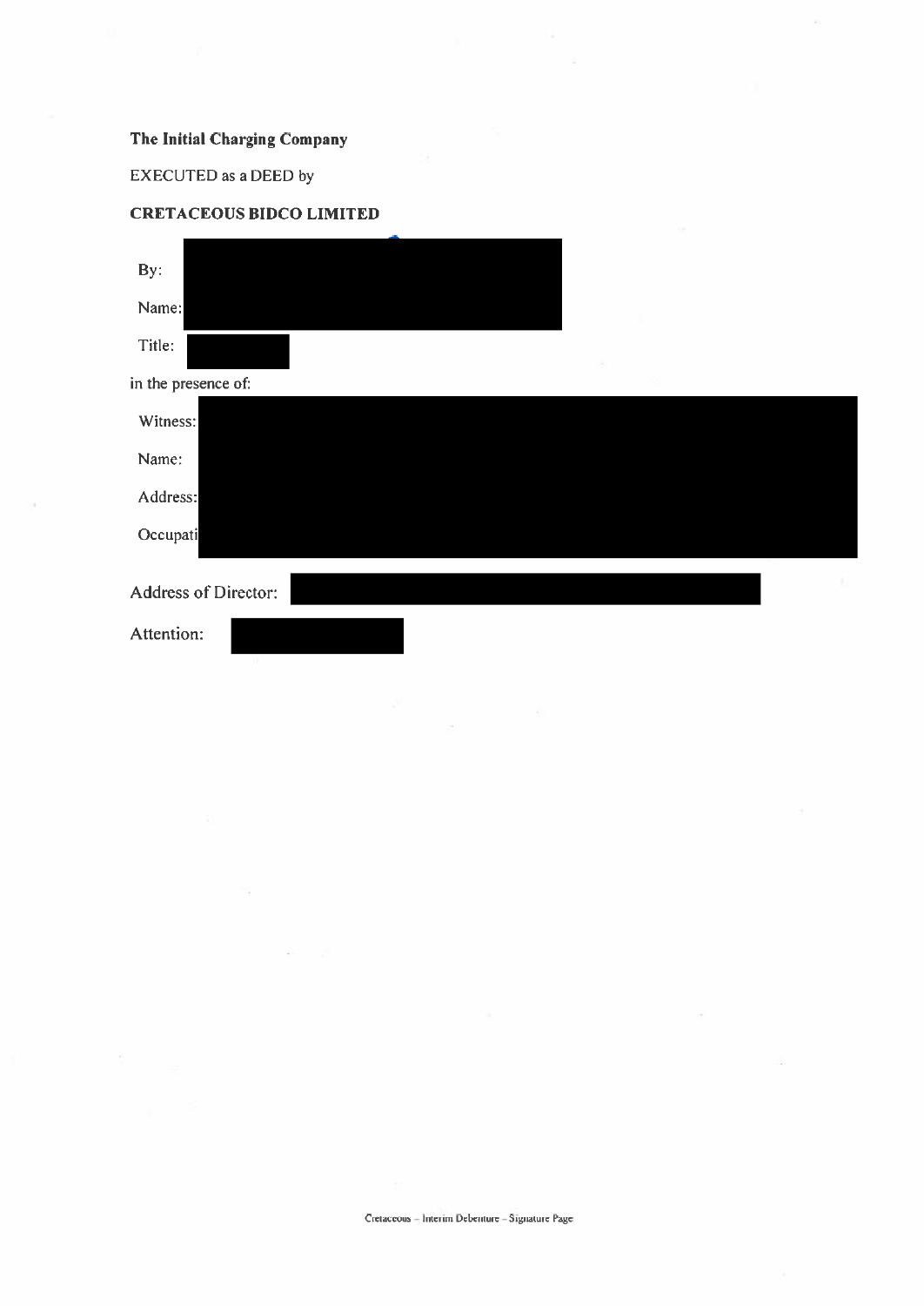**The Initial Charging Company**

EXECUTED as a DEED by

**CRETACEOUS BIDCO LIMITED**

By:

Name:

Title:

in the presence of:

Witness:

Name:

Address:

Occupati

Address of Director:

Attention: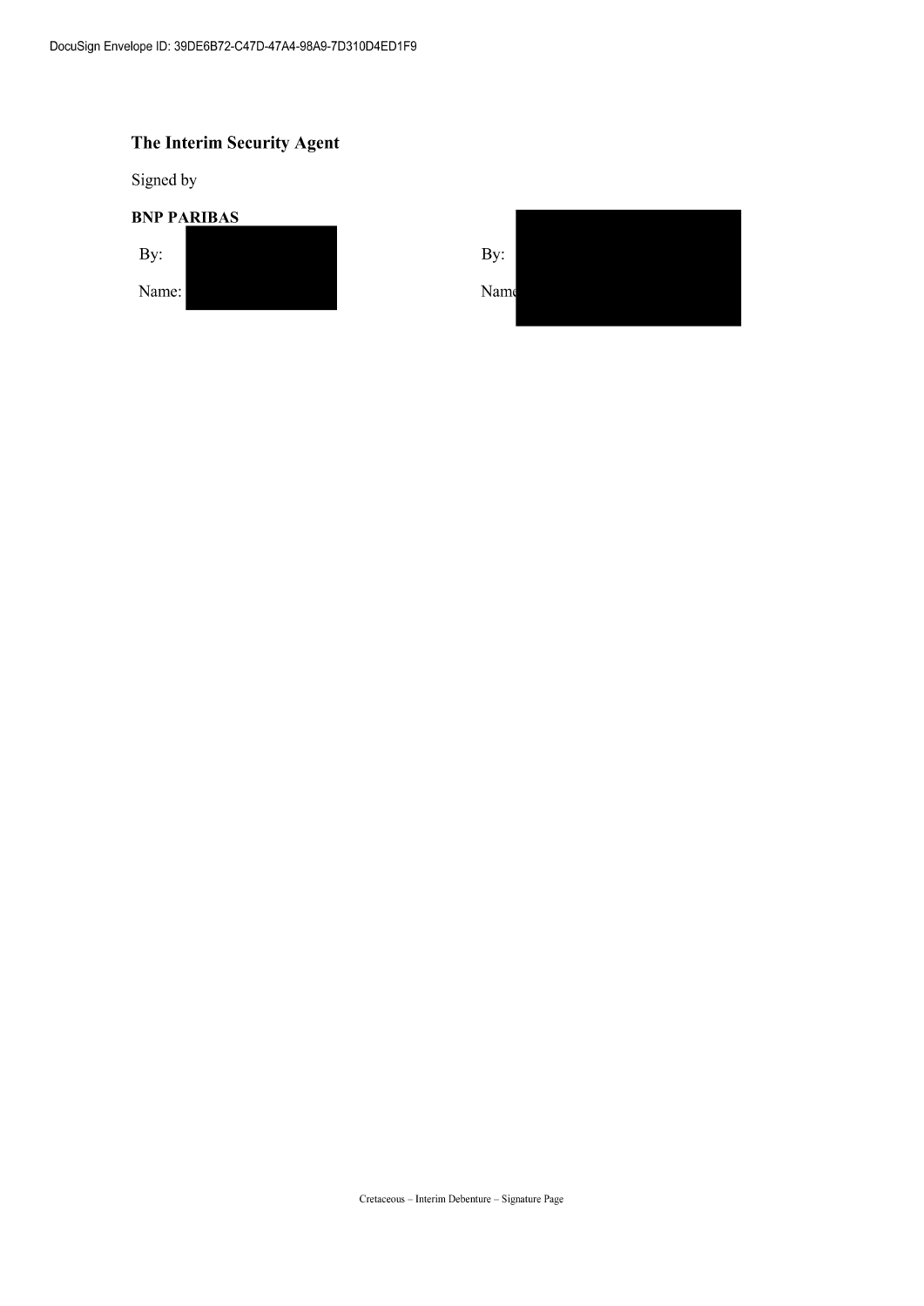**The Interim Security Agent**

Signed by

**BNP PARIBAS**

By:

Name:

By:

Name

Cretaceous – Interim Debenture – Signature Page